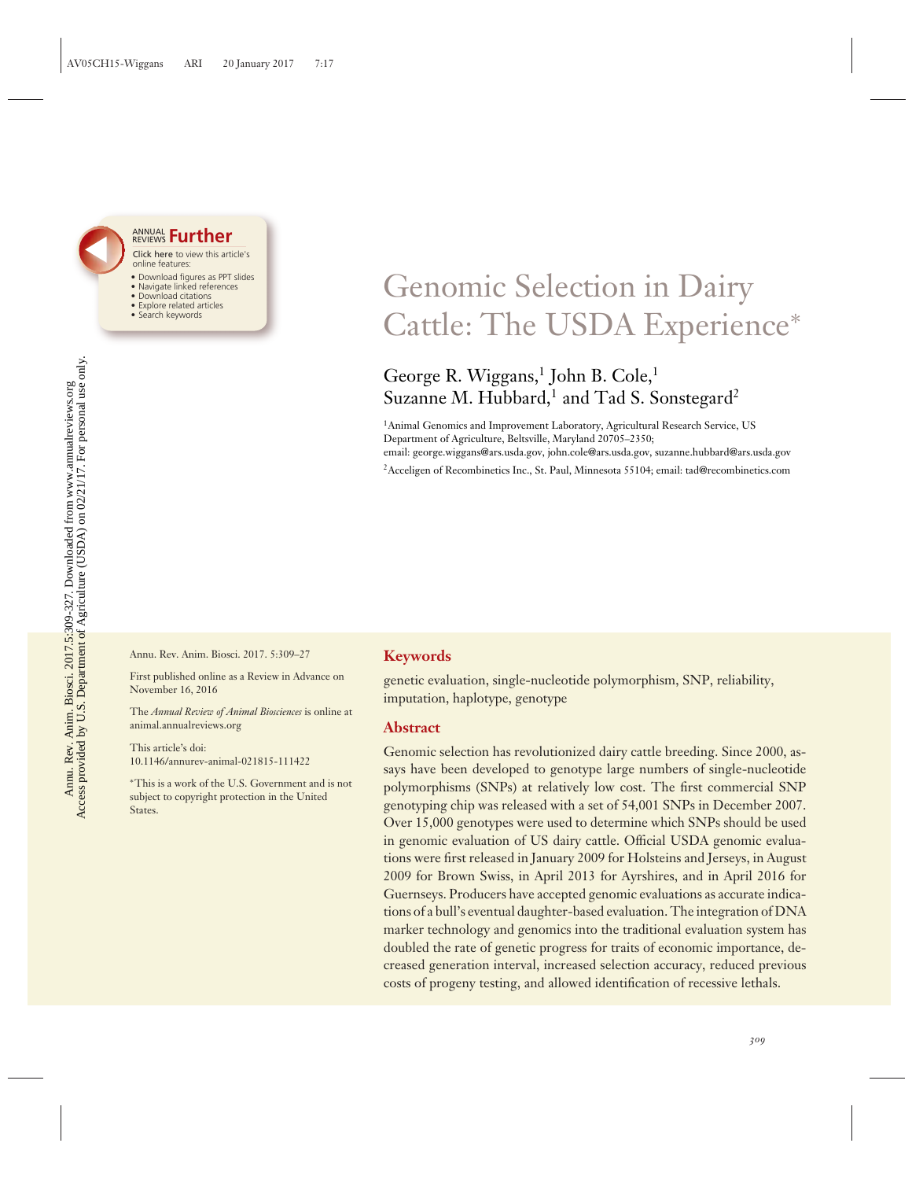# Genomic Selection in Dairy Cattle: The USDA Experience*

George R. Wiggans,[1] John B. Cole,[1] Suzanne M. Hubbard,[1] and Tad S. Sonstegard[2]

[1]Animal Genomics and Improvement Laboratory, Agricultural Research Service, US Department of Agriculture, Beltsville, Maryland 20705–2350; email: george.wiggans@ars.usda.gov, john.cole@ars.usda.gov, suzanne.hubbard@ars.usda.gov

[2]Acceligen of Recombinetics Inc., St. Paul, Minnesota 55104; email: tad@recombinetics.com

Annu. Rev. Anim. Biosci. 2017. 5:309–27

First published online as a Review in Advance on November 16, 2016

The *Annual Review of Animal Biosciences* is online at animal.annualreviews.org

This article's doi: 10.1146/annurev-animal-021815-111422

*This is a work of the U.S. Government and is not subject to copyright protection in the United States.

## Keywords

genetic evaluation, single-nucleotide polymorphism, SNP, reliability, imputation, haplotype, genotype

## Abstract

Genomic selection has revolutionized dairy cattle breeding. Since 2000, assays have been developed to genotype large numbers of single-nucleotide polymorphisms (SNPs) at relatively low cost. The first commercial SNP genotyping chip was released with a set of 54,001 SNPs in December 2007. Over 15,000 genotypes were used to determine which SNPs should be used in genomic evaluation of US dairy cattle. Official USDA genomic evaluations were first released in January 2009 for Holsteins and Jerseys, in August 2009 for Brown Swiss, in April 2013 for Ayrshires, and in April 2016 for Guernseys. Producers have accepted genomic evaluations as accurate indications of a bull's eventual daughter-based evaluation. The integration of DNA marker technology and genomics into the traditional evaluation system has doubled the rate of genetic progress for traits of economic importance, decreased generation interval, increased selection accuracy, reduced previous costs of progeny testing, and allowed identification of recessive lethals.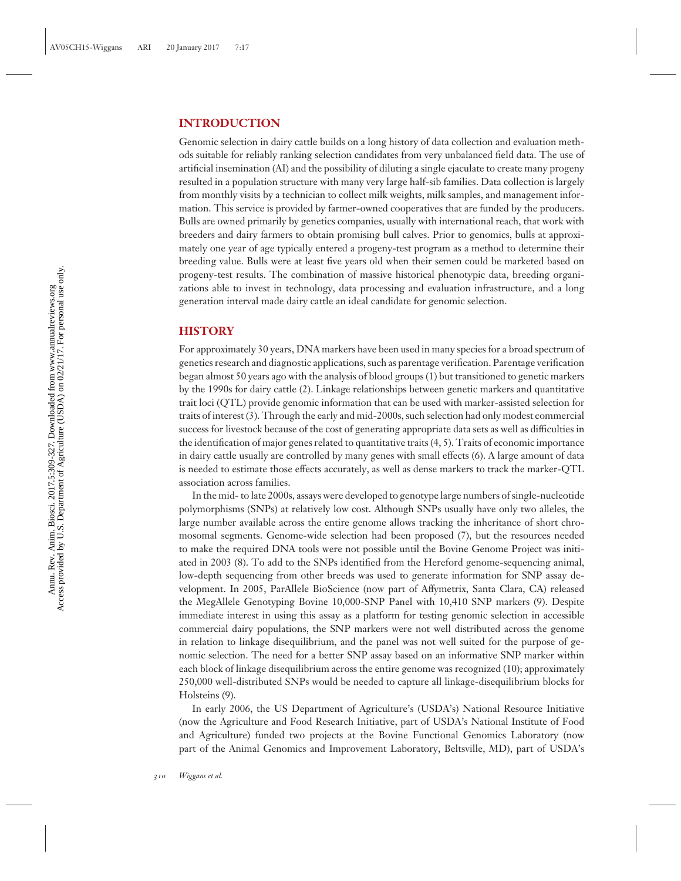## INTRODUCTION

Genomic selection in dairy cattle builds on a long history of data collection and evaluation methods suitable for reliably ranking selection candidates from very unbalanced field data. The use of artificial insemination (AI) and the possibility of diluting a single ejaculate to create many progeny resulted in a population structure with many very large half-sib families. Data collection is largely from monthly visits by a technician to collect milk weights, milk samples, and management information. This service is provided by farmer-owned cooperatives that are funded by the producers. Bulls are owned primarily by genetics companies, usually with international reach, that work with breeders and dairy farmers to obtain promising bull calves. Prior to genomics, bulls at approximately one year of age typically entered a progeny-test program as a method to determine their breeding value. Bulls were at least five years old when their semen could be marketed based on progeny-test results. The combination of massive historical phenotypic data, breeding organizations able to invest in technology, data processing and evaluation infrastructure, and a long generation interval made dairy cattle an ideal candidate for genomic selection.

## HISTORY

For approximately 30 years, DNA markers have been used in many species for a broad spectrum of genetics research and diagnostic applications, such as parentage verification. Parentage verification began almost 50 years ago with the analysis of blood groups (1) but transitioned to genetic markers by the 1990s for dairy cattle (2). Linkage relationships between genetic markers and quantitative trait loci (QTL) provide genomic information that can be used with marker-assisted selection for traits of interest (3). Through the early and mid-2000s, such selection had only modest commercial success for livestock because of the cost of generating appropriate data sets as well as difficulties in the identification of major genes related to quantitative traits (4, 5). Traits of economic importance in dairy cattle usually are controlled by many genes with small effects (6). A large amount of data is needed to estimate those effects accurately, as well as dense markers to track the marker-QTL association across families.

In the mid- to late 2000s, assays were developed to genotype large numbers of single-nucleotide polymorphisms (SNPs) at relatively low cost. Although SNPs usually have only two alleles, the large number available across the entire genome allows tracking the inheritance of short chromosomal segments. Genome-wide selection had been proposed (7), but the resources needed to make the required DNA tools were not possible until the Bovine Genome Project was initiated in 2003 (8). To add to the SNPs identified from the Hereford genome-sequencing animal, low-depth sequencing from other breeds was used to generate information for SNP assay development. In 2005, ParAllele BioScience (now part of Affymetrix, Santa Clara, CA) released the MegAllele Genotyping Bovine 10,000-SNP Panel with 10,410 SNP markers (9). Despite immediate interest in using this assay as a platform for testing genomic selection in accessible commercial dairy populations, the SNP markers were not well distributed across the genome in relation to linkage disequilibrium, and the panel was not well suited for the purpose of genomic selection. The need for a better SNP assay based on an informative SNP marker within each block of linkage disequilibrium across the entire genome was recognized (10); approximately 250,000 well-distributed SNPs would be needed to capture all linkage-disequilibrium blocks for Holsteins (9).

In early 2006, the US Department of Agriculture's (USDA's) National Resource Initiative (now the Agriculture and Food Research Initiative, part of USDA's National Institute of Food and Agriculture) funded two projects at the Bovine Functional Genomics Laboratory (now part of the Animal Genomics and Improvement Laboratory, Beltsville, MD), part of USDA's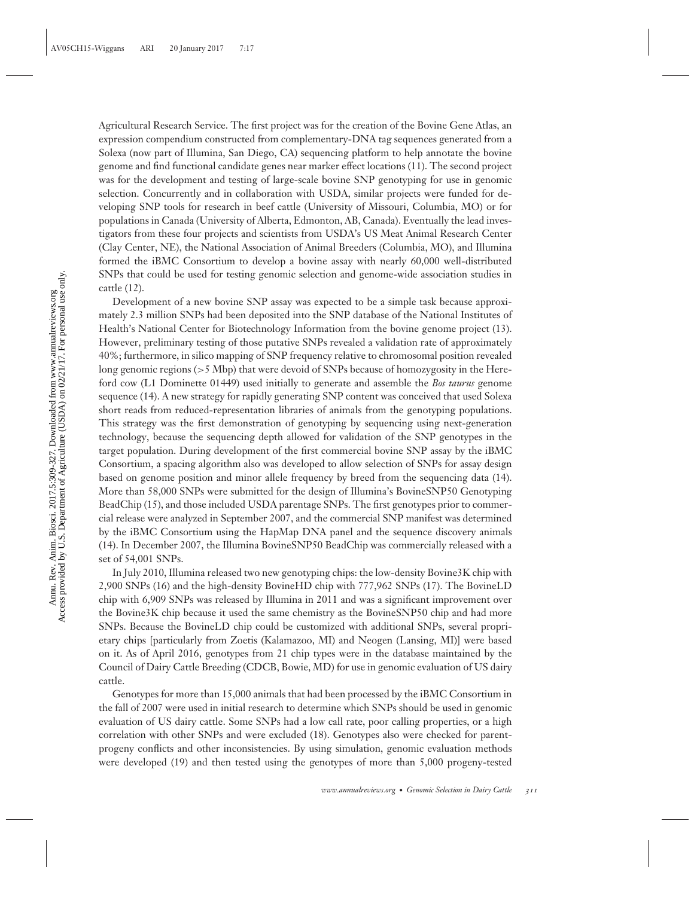Agricultural Research Service. The first project was for the creation of the Bovine Gene Atlas, an expression compendium constructed from complementary-DNA tag sequences generated from a Solexa (now part of Illumina, San Diego, CA) sequencing platform to help annotate the bovine genome and find functional candidate genes near marker effect locations (11). The second project was for the development and testing of large-scale bovine SNP genotyping for use in genomic selection. Concurrently and in collaboration with USDA, similar projects were funded for developing SNP tools for research in beef cattle (University of Missouri, Columbia, MO) or for populations in Canada (University of Alberta, Edmonton, AB, Canada). Eventually the lead investigators from these four projects and scientists from USDA's US Meat Animal Research Center (Clay Center, NE), the National Association of Animal Breeders (Columbia, MO), and Illumina formed the iBMC Consortium to develop a bovine assay with nearly 60,000 well-distributed SNPs that could be used for testing genomic selection and genome-wide association studies in cattle (12).

Development of a new bovine SNP assay was expected to be a simple task because approximately 2.3 million SNPs had been deposited into the SNP database of the National Institutes of Health's National Center for Biotechnology Information from the bovine genome project (13). However, preliminary testing of those putative SNPs revealed a validation rate of approximately 40%; furthermore, in silico mapping of SNP frequency relative to chromosomal position revealed long genomic regions (>5 Mbp) that were devoid of SNPs because of homozygosity in the Hereford cow (L1 Dominette 01449) used initially to generate and assemble the *Bos taurus* genome sequence (14). A new strategy for rapidly generating SNP content was conceived that used Solexa short reads from reduced-representation libraries of animals from the genotyping populations. This strategy was the first demonstration of genotyping by sequencing using next-generation technology, because the sequencing depth allowed for validation of the SNP genotypes in the target population. During development of the first commercial bovine SNP assay by the iBMC Consortium, a spacing algorithm also was developed to allow selection of SNPs for assay design based on genome position and minor allele frequency by breed from the sequencing data (14). More than 58,000 SNPs were submitted for the design of Illumina's BovineSNP50 Genotyping BeadChip (15), and those included USDA parentage SNPs. The first genotypes prior to commercial release were analyzed in September 2007, and the commercial SNP manifest was determined by the iBMC Consortium using the HapMap DNA panel and the sequence discovery animals (14). In December 2007, the Illumina BovineSNP50 BeadChip was commercially released with a set of 54,001 SNPs.

In July 2010, Illumina released two new genotyping chips: the low-density Bovine3K chip with 2,900 SNPs (16) and the high-density BovineHD chip with 777,962 SNPs (17). The BovineLD chip with 6,909 SNPs was released by Illumina in 2011 and was a significant improvement over the Bovine3K chip because it used the same chemistry as the BovineSNP50 chip and had more SNPs. Because the BovineLD chip could be customized with additional SNPs, several proprietary chips [particularly from Zoetis (Kalamazoo, MI) and Neogen (Lansing, MI)] were based on it. As of April 2016, genotypes from 21 chip types were in the database maintained by the Council of Dairy Cattle Breeding (CDCB, Bowie, MD) for use in genomic evaluation of US dairy cattle.

Genotypes for more than 15,000 animals that had been processed by the iBMC Consortium in the fall of 2007 were used in initial research to determine which SNPs should be used in genomic evaluation of US dairy cattle. Some SNPs had a low call rate, poor calling properties, or a high correlation with other SNPs and were excluded (18). Genotypes also were checked for parent-progeny conflicts and other inconsistencies. By using simulation, genomic evaluation methods were developed (19) and then tested using the genotypes of more than 5,000 progeny-tested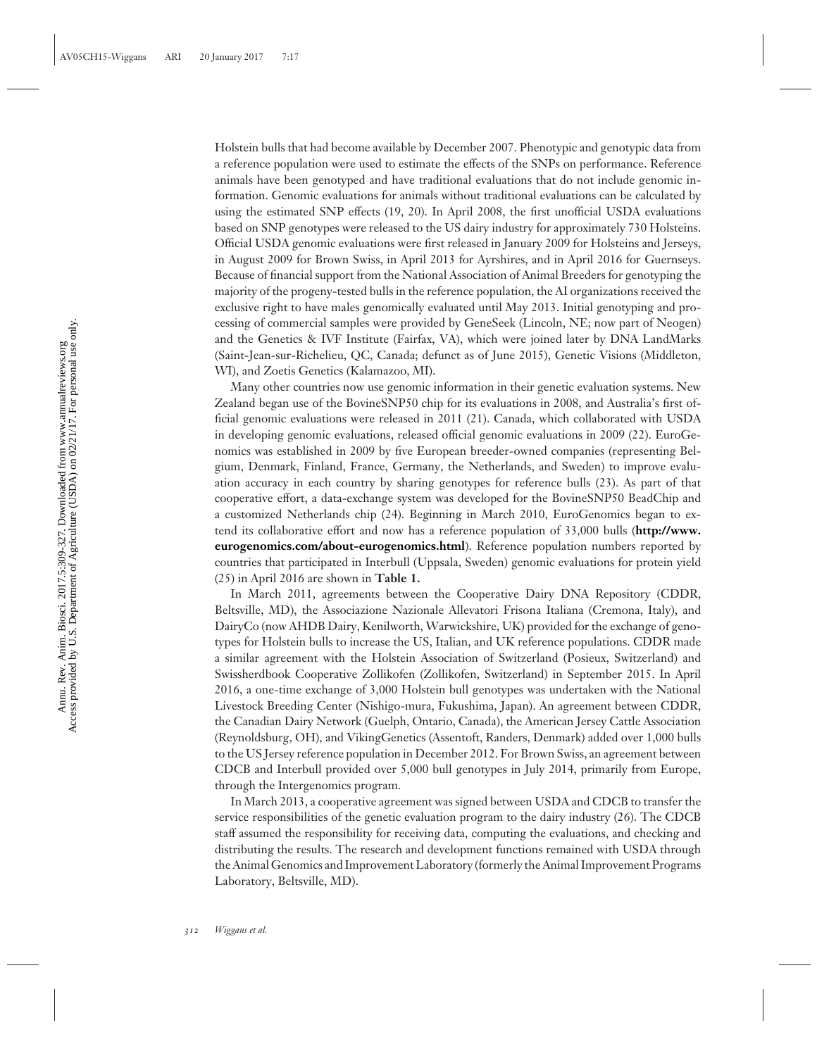Holstein bulls that had become available by December 2007. Phenotypic and genotypic data from a reference population were used to estimate the effects of the SNPs on performance. Reference animals have been genotyped and have traditional evaluations that do not include genomic information. Genomic evaluations for animals without traditional evaluations can be calculated by using the estimated SNP effects (19, 20). In April 2008, the first unofficial USDA evaluations based on SNP genotypes were released to the US dairy industry for approximately 730 Holsteins. Official USDA genomic evaluations were first released in January 2009 for Holsteins and Jerseys, in August 2009 for Brown Swiss, in April 2013 for Ayrshires, and in April 2016 for Guernseys. Because of financial support from the National Association of Animal Breeders for genotyping the majority of the progeny-tested bulls in the reference population, the AI organizations received the exclusive right to have males genomically evaluated until May 2013. Initial genotyping and processing of commercial samples were provided by GeneSeek (Lincoln, NE; now part of Neogen) and the Genetics & IVF Institute (Fairfax, VA), which were joined later by DNA LandMarks (Saint-Jean-sur-Richelieu, QC, Canada; defunct as of June 2015), Genetic Visions (Middleton, WI), and Zoetis Genetics (Kalamazoo, MI).

Many other countries now use genomic information in their genetic evaluation systems. New Zealand began use of the BovineSNP50 chip for its evaluations in 2008, and Australia's first official genomic evaluations were released in 2011 (21). Canada, which collaborated with USDA in developing genomic evaluations, released official genomic evaluations in 2009 (22). EuroGenomics was established in 2009 by five European breeder-owned companies (representing Belgium, Denmark, Finland, France, Germany, the Netherlands, and Sweden) to improve evaluation accuracy in each country by sharing genotypes for reference bulls (23). As part of that cooperative effort, a data-exchange system was developed for the BovineSNP50 BeadChip and a customized Netherlands chip (24). Beginning in March 2010, EuroGenomics began to extend its collaborative effort and now has a reference population of 33,000 bulls (**http://www.eurogenomics.com/about-eurogenomics.html**). Reference population numbers reported by countries that participated in Interbull (Uppsala, Sweden) genomic evaluations for protein yield (25) in April 2016 are shown in **Table 1.**

In March 2011, agreements between the Cooperative Dairy DNA Repository (CDDR, Beltsville, MD), the Associazione Nazionale Allevatori Frisona Italiana (Cremona, Italy), and DairyCo (now AHDB Dairy, Kenilworth, Warwickshire, UK) provided for the exchange of genotypes for Holstein bulls to increase the US, Italian, and UK reference populations. CDDR made a similar agreement with the Holstein Association of Switzerland (Posieux, Switzerland) and Swissherdbook Cooperative Zollikofen (Zollikofen, Switzerland) in September 2015. In April 2016, a one-time exchange of 3,000 Holstein bull genotypes was undertaken with the National Livestock Breeding Center (Nishigo-mura, Fukushima, Japan). An agreement between CDDR, the Canadian Dairy Network (Guelph, Ontario, Canada), the American Jersey Cattle Association (Reynoldsburg, OH), and VikingGenetics (Assentoft, Randers, Denmark) added over 1,000 bulls to the US Jersey reference population in December 2012. For Brown Swiss, an agreement between CDCB and Interbull provided over 5,000 bull genotypes in July 2014, primarily from Europe, through the Intergenomics program.

In March 2013, a cooperative agreement was signed between USDA and CDCB to transfer the service responsibilities of the genetic evaluation program to the dairy industry (26). The CDCB staff assumed the responsibility for receiving data, computing the evaluations, and checking and distributing the results. The research and development functions remained with USDA through the Animal Genomics and Improvement Laboratory (formerly the Animal Improvement Programs Laboratory, Beltsville, MD).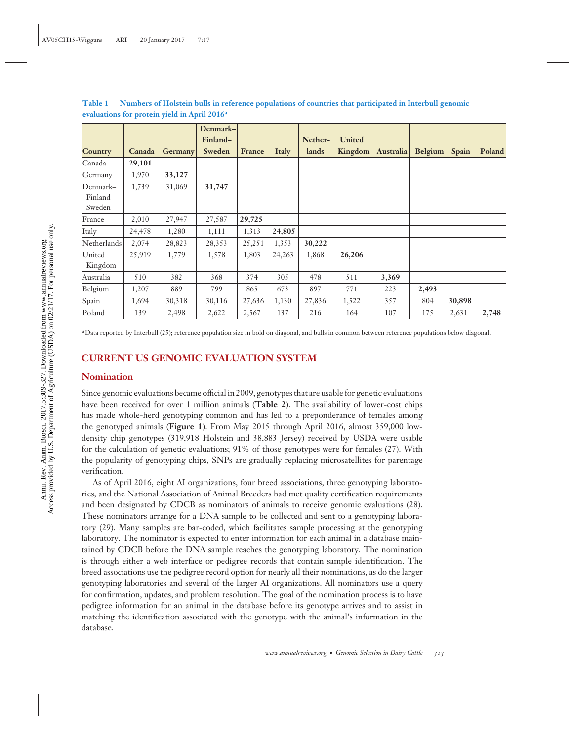**Table 1 Numbers of Holstein bulls in reference populations of countries that participated in Interbull genomic evaluations for protein yield in April 2016[a]**

| Country | Canada | Germany | Denmark–Finland–Sweden | France | Italy | Netherlands | United Kingdom | Australia | Belgium | Spain | Poland |
|---|---|---|---|---|---|---|---|---|---|---|---|
| Canada | **29,101** | | | | | | | | | | |
| Germany | 1,970 | **33,127** | | | | | | | | | |
| Denmark–Finland–Sweden | 1,739 | 31,069 | **31,747** | | | | | | | | |
| France | 2,010 | 27,947 | 27,587 | **29,725** | | | | | | | |
| Italy | 24,478 | 1,280 | 1,111 | 1,313 | **24,805** | | | | | | |
| Netherlands | 2,074 | 28,823 | 28,353 | 25,251 | 1,353 | **30,222** | | | | | |
| United Kingdom | 25,919 | 1,779 | 1,578 | 1,803 | 24,263 | 1,868 | **26,206** | | | | |
| Australia | 510 | 382 | 368 | 374 | 305 | 478 | 511 | **3,369** | | | |
| Belgium | 1,207 | 889 | 799 | 865 | 673 | 897 | 771 | 223 | **2,493** | | |
| Spain | 1,694 | 30,318 | 30,116 | 27,636 | 1,130 | 27,836 | 1,522 | 357 | 804 | **30,898** | |
| Poland | 139 | 2,498 | 2,622 | 2,567 | 137 | 216 | 164 | 107 | 175 | 2,631 | **2,748** |

[a]Data reported by Interbull (25); reference population size in bold on diagonal, and bulls in common between reference populations below diagonal.

## CURRENT US GENOMIC EVALUATION SYSTEM

### Nomination

Since genomic evaluations became official in 2009, genotypes that are usable for genetic evaluations have been received for over 1 million animals (**Table 2**). The availability of lower-cost chips has made whole-herd genotyping common and has led to a preponderance of females among the genotyped animals (**Figure 1**). From May 2015 through April 2016, almost 359,000 low-density chip genotypes (319,918 Holstein and 38,883 Jersey) received by USDA were usable for the calculation of genetic evaluations; 91% of those genotypes were for females (27). With the popularity of genotyping chips, SNPs are gradually replacing microsatellites for parentage verification.

As of April 2016, eight AI organizations, four breed associations, three genotyping laboratories, and the National Association of Animal Breeders had met quality certification requirements and been designated by CDCB as nominators of animals to receive genomic evaluations (28). These nominators arrange for a DNA sample to be collected and sent to a genotyping laboratory (29). Many samples are bar-coded, which facilitates sample processing at the genotyping laboratory. The nominator is expected to enter information for each animal in a database maintained by CDCB before the DNA sample reaches the genotyping laboratory. The nomination is through either a web interface or pedigree records that contain sample identification. The breed associations use the pedigree record option for nearly all their nominations, as do the larger genotyping laboratories and several of the larger AI organizations. All nominators use a query for confirmation, updates, and problem resolution. The goal of the nomination process is to have pedigree information for an animal in the database before its genotype arrives and to assist in matching the identification associated with the genotype with the animal's information in the database.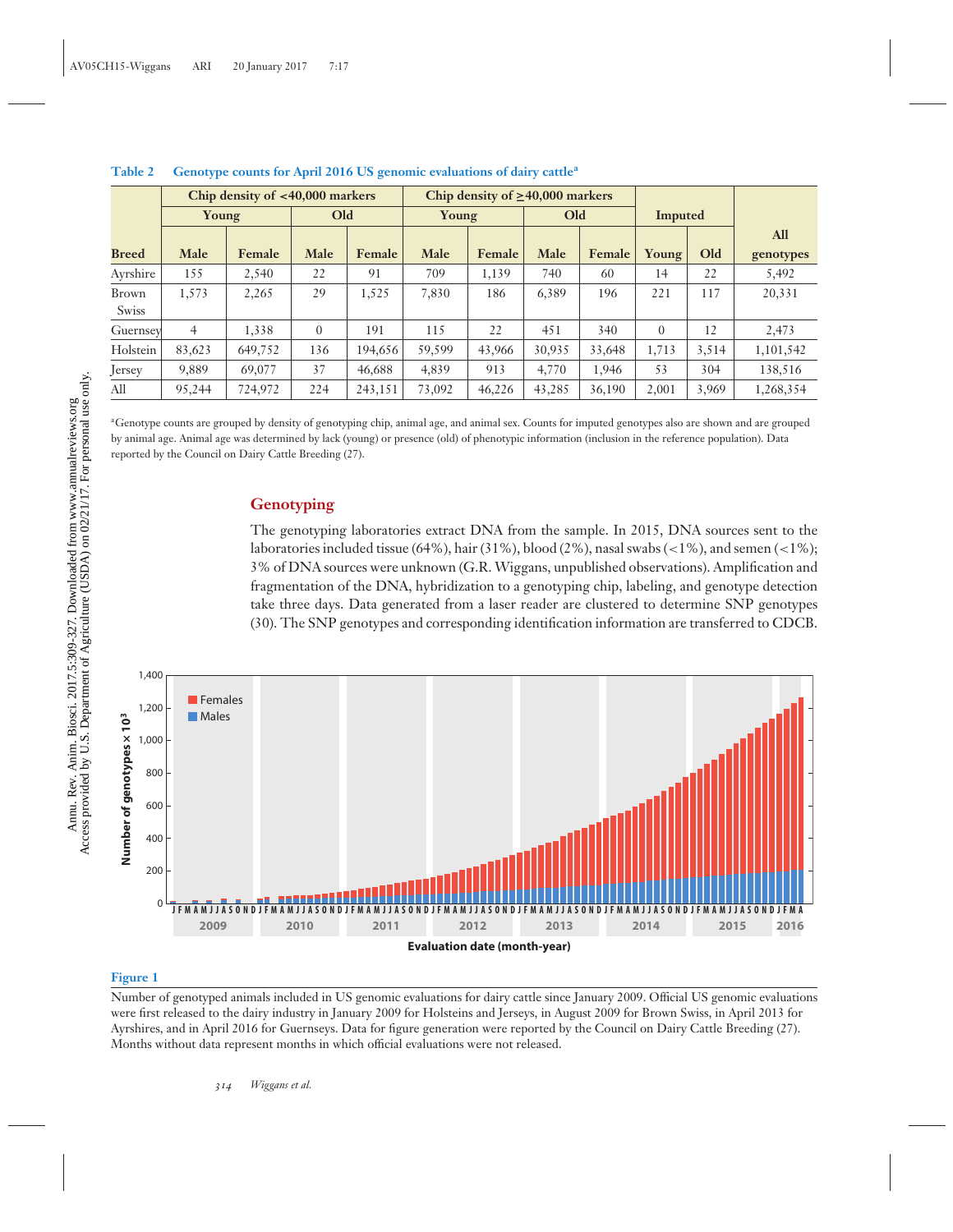**Table 2 Genotype counts for April 2016 US genomic evaluations of dairy cattle[a]**

| | Chip density of <40,000 markers | | | | Chip density of ≥40,000 markers | | | | Imputed | | |
|---|---|---|---|---|---|---|---|---|---|---|---|
| | Young | | Old | | Young | | Old | | | | |
| Breed | Male | Female | Male | Female | Male | Female | Male | Female | Young | Old | All genotypes |
| Ayrshire | 155 | 2,540 | 22 | 91 | 709 | 1,139 | 740 | 60 | 14 | 22 | 5,492 |
| Brown Swiss | 1,573 | 2,265 | 29 | 1,525 | 7,830 | 186 | 6,389 | 196 | 221 | 117 | 20,331 |
| Guernsey | 4 | 1,338 | 0 | 191 | 115 | 22 | 451 | 340 | 0 | 12 | 2,473 |
| Holstein | 83,623 | 649,752 | 136 | 194,656 | 59,599 | 43,966 | 30,935 | 33,648 | 1,713 | 3,514 | 1,101,542 |
| Jersey | 9,889 | 69,077 | 37 | 46,688 | 4,839 | 913 | 4,770 | 1,946 | 53 | 304 | 138,516 |
| All | 95,244 | 724,972 | 224 | 243,151 | 73,092 | 46,226 | 43,285 | 36,190 | 2,001 | 3,969 | 1,268,354 |

[a]Genotype counts are grouped by density of genotyping chip, animal age, and animal sex. Counts for imputed genotypes also are shown and are grouped by animal age. Animal age was determined by lack (young) or presence (old) of phenotypic information (inclusion in the reference population). Data reported by the Council on Dairy Cattle Breeding (27).

## Genotyping

The genotyping laboratories extract DNA from the sample. In 2015, DNA sources sent to the laboratories included tissue (64%), hair (31%), blood (2%), nasal swabs (<1%), and semen (<1%); 3% of DNA sources were unknown (G.R. Wiggans, unpublished observations). Amplification and fragmentation of the DNA, hybridization to a genotyping chip, labeling, and genotype detection take three days. Data generated from a laser reader are clustered to determine SNP genotypes (30). The SNP genotypes and corresponding identification information are transferred to CDCB.

**Figure 1**

Number of genotyped animals included in US genomic evaluations for dairy cattle since January 2009. Official US genomic evaluations were first released to the dairy industry in January 2009 for Holsteins and Jerseys, in August 2009 for Brown Swiss, in April 2013 for Ayrshires, and in April 2016 for Guernseys. Data for figure generation were reported by the Council on Dairy Cattle Breeding (27). Months without data represent months in which official evaluations were not released.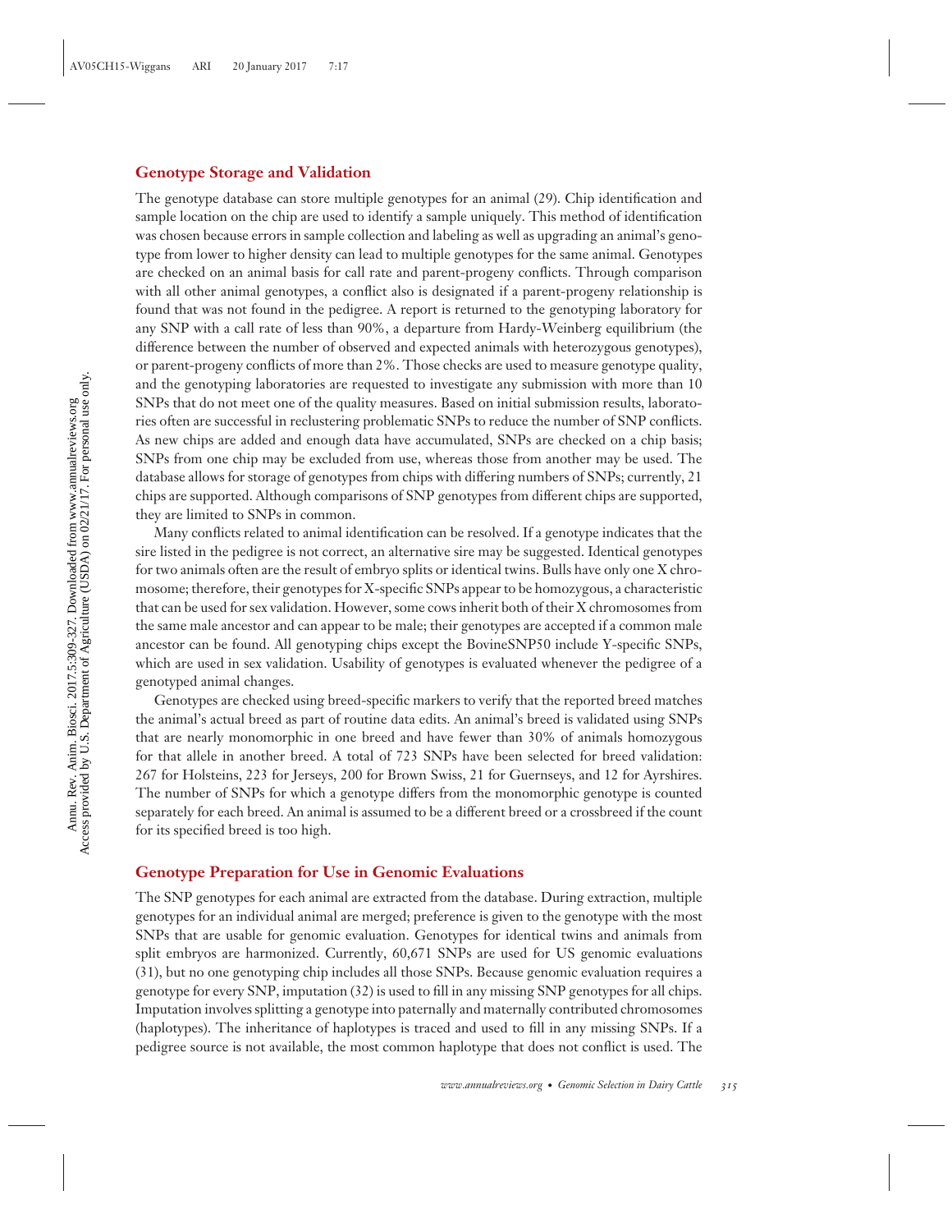## Genotype Storage and Validation

The genotype database can store multiple genotypes for an animal (29). Chip identification and sample location on the chip are used to identify a sample uniquely. This method of identification was chosen because errors in sample collection and labeling as well as upgrading an animal's genotype from lower to higher density can lead to multiple genotypes for the same animal. Genotypes are checked on an animal basis for call rate and parent-progeny conflicts. Through comparison with all other animal genotypes, a conflict also is designated if a parent-progeny relationship is found that was not found in the pedigree. A report is returned to the genotyping laboratory for any SNP with a call rate of less than 90%, a departure from Hardy-Weinberg equilibrium (the difference between the number of observed and expected animals with heterozygous genotypes), or parent-progeny conflicts of more than 2%. Those checks are used to measure genotype quality, and the genotyping laboratories are requested to investigate any submission with more than 10 SNPs that do not meet one of the quality measures. Based on initial submission results, laboratories often are successful in reclustering problematic SNPs to reduce the number of SNP conflicts. As new chips are added and enough data have accumulated, SNPs are checked on a chip basis; SNPs from one chip may be excluded from use, whereas those from another may be used. The database allows for storage of genotypes from chips with differing numbers of SNPs; currently, 21 chips are supported. Although comparisons of SNP genotypes from different chips are supported, they are limited to SNPs in common.

Many conflicts related to animal identification can be resolved. If a genotype indicates that the sire listed in the pedigree is not correct, an alternative sire may be suggested. Identical genotypes for two animals often are the result of embryo splits or identical twins. Bulls have only one X chromosome; therefore, their genotypes for X-specific SNPs appear to be homozygous, a characteristic that can be used for sex validation. However, some cows inherit both of their X chromosomes from the same male ancestor and can appear to be male; their genotypes are accepted if a common male ancestor can be found. All genotyping chips except the BovineSNP50 include Y-specific SNPs, which are used in sex validation. Usability of genotypes is evaluated whenever the pedigree of a genotyped animal changes.

Genotypes are checked using breed-specific markers to verify that the reported breed matches the animal's actual breed as part of routine data edits. An animal's breed is validated using SNPs that are nearly monomorphic in one breed and have fewer than 30% of animals homozygous for that allele in another breed. A total of 723 SNPs have been selected for breed validation: 267 for Holsteins, 223 for Jerseys, 200 for Brown Swiss, 21 for Guernseys, and 12 for Ayrshires. The number of SNPs for which a genotype differs from the monomorphic genotype is counted separately for each breed. An animal is assumed to be a different breed or a crossbreed if the count for its specified breed is too high.

## Genotype Preparation for Use in Genomic Evaluations

The SNP genotypes for each animal are extracted from the database. During extraction, multiple genotypes for an individual animal are merged; preference is given to the genotype with the most SNPs that are usable for genomic evaluation. Genotypes for identical twins and animals from split embryos are harmonized. Currently, 60,671 SNPs are used for US genomic evaluations (31), but no one genotyping chip includes all those SNPs. Because genomic evaluation requires a genotype for every SNP, imputation (32) is used to fill in any missing SNP genotypes for all chips. Imputation involves splitting a genotype into paternally and maternally contributed chromosomes (haplotypes). The inheritance of haplotypes is traced and used to fill in any missing SNPs. If a pedigree source is not available, the most common haplotype that does not conflict is used. The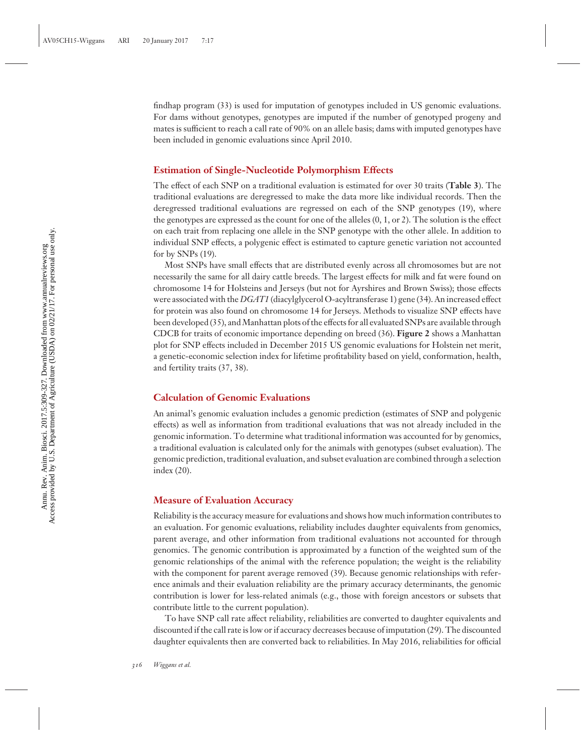findhap program (33) is used for imputation of genotypes included in US genomic evaluations. For dams without genotypes, genotypes are imputed if the number of genotyped progeny and mates is sufficient to reach a call rate of 90% on an allele basis; dams with imputed genotypes have been included in genomic evaluations since April 2010.

## Estimation of Single-Nucleotide Polymorphism Effects

The effect of each SNP on a traditional evaluation is estimated for over 30 traits (**Table 3**). The traditional evaluations are deregressed to make the data more like individual records. Then the deregressed traditional evaluations are regressed on each of the SNP genotypes (19), where the genotypes are expressed as the count for one of the alleles (0, 1, or 2). The solution is the effect on each trait from replacing one allele in the SNP genotype with the other allele. In addition to individual SNP effects, a polygenic effect is estimated to capture genetic variation not accounted for by SNPs (19).

Most SNPs have small effects that are distributed evenly across all chromosomes but are not necessarily the same for all dairy cattle breeds. The largest effects for milk and fat were found on chromosome 14 for Holsteins and Jerseys (but not for Ayrshires and Brown Swiss); those effects were associated with the *DGAT1* (diacylglycerol O-acyltransferase 1) gene (34). An increased effect for protein was also found on chromosome 14 for Jerseys. Methods to visualize SNP effects have been developed (35), and Manhattan plots of the effects for all evaluated SNPs are available through CDCB for traits of economic importance depending on breed (36). **Figure 2** shows a Manhattan plot for SNP effects included in December 2015 US genomic evaluations for Holstein net merit, a genetic-economic selection index for lifetime profitability based on yield, conformation, health, and fertility traits (37, 38).

## Calculation of Genomic Evaluations

An animal's genomic evaluation includes a genomic prediction (estimates of SNP and polygenic effects) as well as information from traditional evaluations that was not already included in the genomic information. To determine what traditional information was accounted for by genomics, a traditional evaluation is calculated only for the animals with genotypes (subset evaluation). The genomic prediction, traditional evaluation, and subset evaluation are combined through a selection index (20).

## Measure of Evaluation Accuracy

Reliability is the accuracy measure for evaluations and shows how much information contributes to an evaluation. For genomic evaluations, reliability includes daughter equivalents from genomics, parent average, and other information from traditional evaluations not accounted for through genomics. The genomic contribution is approximated by a function of the weighted sum of the genomic relationships of the animal with the reference population; the weight is the reliability with the component for parent average removed (39). Because genomic relationships with reference animals and their evaluation reliability are the primary accuracy determinants, the genomic contribution is lower for less-related animals (e.g., those with foreign ancestors or subsets that contribute little to the current population).

To have SNP call rate affect reliability, reliabilities are converted to daughter equivalents and discounted if the call rate is low or if accuracy decreases because of imputation (29). The discounted daughter equivalents then are converted back to reliabilities. In May 2016, reliabilities for official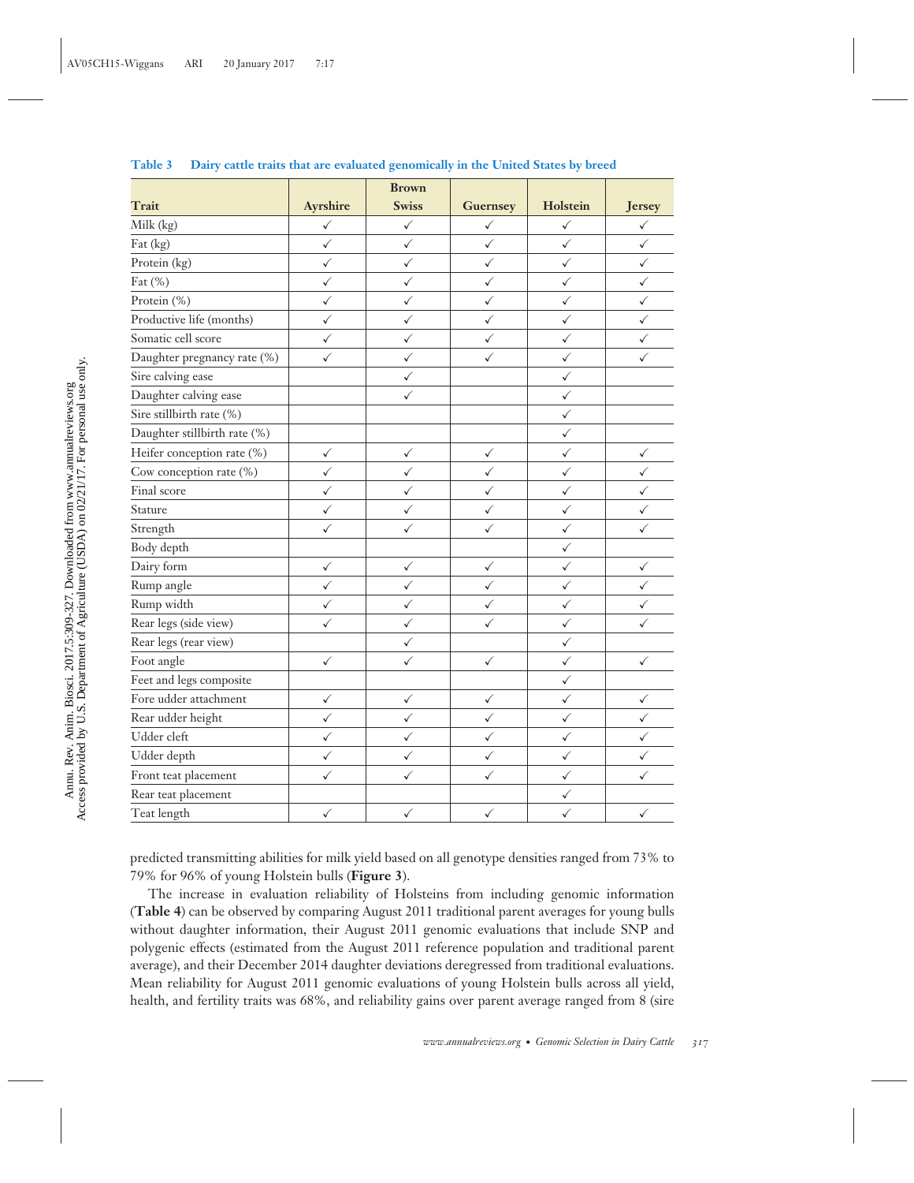**Table 3 Dairy cattle traits that are evaluated genomically in the United States by breed**

| Trait | Ayrshire | Brown Swiss | Guernsey | Holstein | Jersey |
|---|---|---|---|---|---|
| Milk (kg) | ✓ | ✓ | ✓ | ✓ | ✓ |
| Fat (kg) | ✓ | ✓ | ✓ | ✓ | ✓ |
| Protein (kg) | ✓ | ✓ | ✓ | ✓ | ✓ |
| Fat (%) | ✓ | ✓ | ✓ | ✓ | ✓ |
| Protein (%) | ✓ | ✓ | ✓ | ✓ | ✓ |
| Productive life (months) | ✓ | ✓ | ✓ | ✓ | ✓ |
| Somatic cell score | ✓ | ✓ | ✓ | ✓ | ✓ |
| Daughter pregnancy rate (%) | ✓ | ✓ | ✓ | ✓ | ✓ |
| Sire calving ease | | ✓ | | ✓ | |
| Daughter calving ease | | ✓ | | ✓ | |
| Sire stillbirth rate (%) | | | | ✓ | |
| Daughter stillbirth rate (%) | | | | ✓ | |
| Heifer conception rate (%) | ✓ | ✓ | ✓ | ✓ | ✓ |
| Cow conception rate (%) | ✓ | ✓ | ✓ | ✓ | ✓ |
| Final score | ✓ | ✓ | ✓ | ✓ | ✓ |
| Stature | ✓ | ✓ | ✓ | ✓ | ✓ |
| Strength | ✓ | ✓ | ✓ | ✓ | ✓ |
| Body depth | | | | ✓ | |
| Dairy form | ✓ | ✓ | ✓ | ✓ | ✓ |
| Rump angle | ✓ | ✓ | ✓ | ✓ | ✓ |
| Rump width | ✓ | ✓ | ✓ | ✓ | ✓ |
| Rear legs (side view) | ✓ | ✓ | ✓ | ✓ | ✓ |
| Rear legs (rear view) | | ✓ | | ✓ | |
| Foot angle | ✓ | ✓ | ✓ | ✓ | ✓ |
| Feet and legs composite | | | | ✓ | |
| Fore udder attachment | ✓ | ✓ | ✓ | ✓ | ✓ |
| Rear udder height | ✓ | ✓ | ✓ | ✓ | ✓ |
| Udder cleft | ✓ | ✓ | ✓ | ✓ | ✓ |
| Udder depth | ✓ | ✓ | ✓ | ✓ | ✓ |
| Front teat placement | ✓ | ✓ | ✓ | ✓ | ✓ |
| Rear teat placement | | | | ✓ | |
| Teat length | ✓ | ✓ | ✓ | ✓ | ✓ |

predicted transmitting abilities for milk yield based on all genotype densities ranged from 73% to 79% for 96% of young Holstein bulls (**Figure 3**).

The increase in evaluation reliability of Holsteins from including genomic information (**Table 4**) can be observed by comparing August 2011 traditional parent averages for young bulls without daughter information, their August 2011 genomic evaluations that include SNP and polygenic effects (estimated from the August 2011 reference population and traditional parent average), and their December 2014 daughter deviations deregressed from traditional evaluations. Mean reliability for August 2011 genomic evaluations of young Holstein bulls across all yield, health, and fertility traits was 68%, and reliability gains over parent average ranged from 8 (sire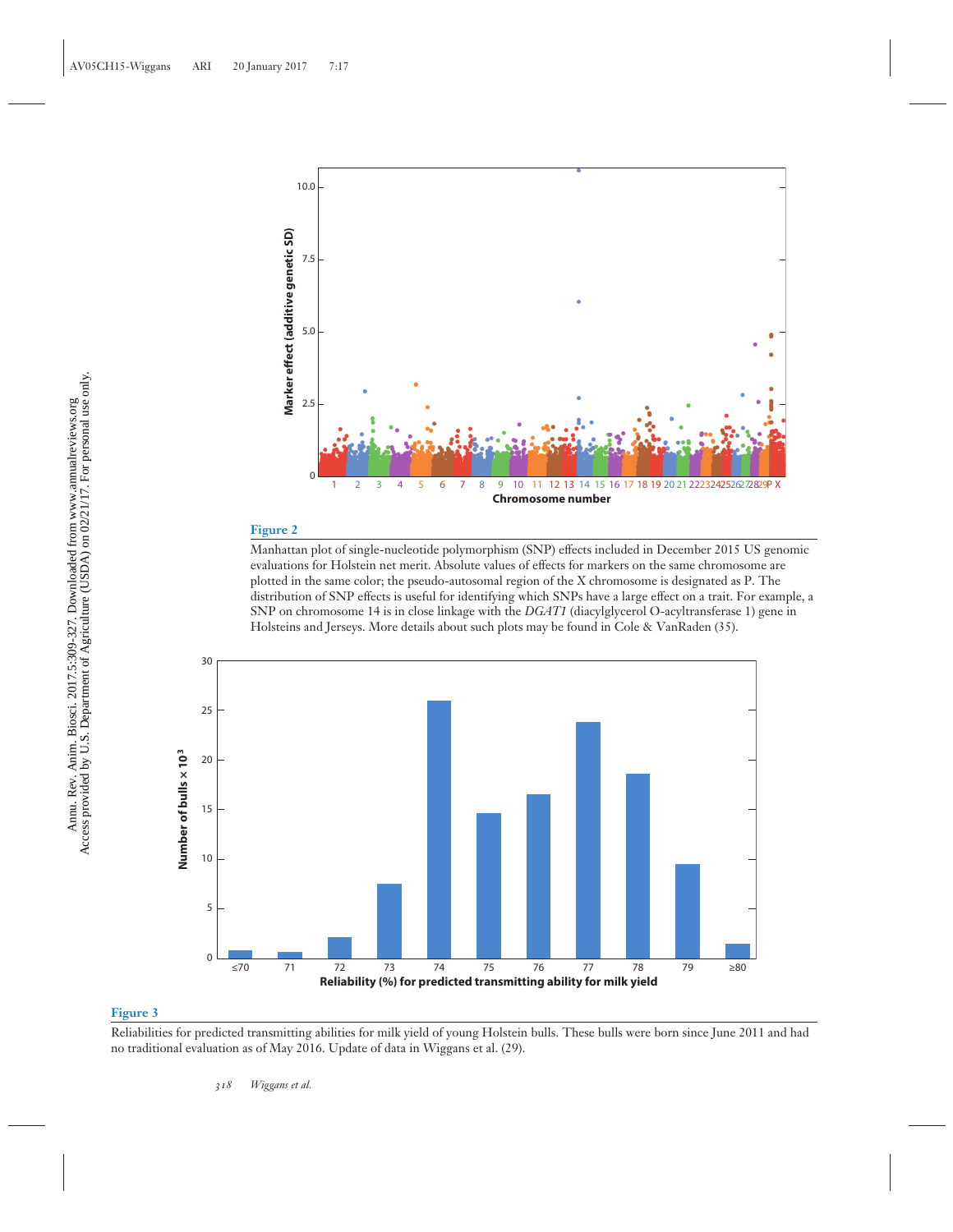**Figure 2**

Manhattan plot of single-nucleotide polymorphism (SNP) effects included in December 2015 US genomic evaluations for Holstein net merit. Absolute values of effects for markers on the same chromosome are plotted in the same color; the pseudo-autosomal region of the X chromosome is designated as P. The distribution of SNP effects is useful for identifying which SNPs have a large effect on a trait. For example, a SNP on chromosome 14 is in close linkage with the *DGAT1* (diacylglycerol O-acyltransferase 1) gene in Holsteins and Jerseys. More details about such plots may be found in Cole & VanRaden (35).

**Figure 3**

Reliabilities for predicted transmitting abilities for milk yield of young Holstein bulls. These bulls were born since June 2011 and had no traditional evaluation as of May 2016. Update of data in Wiggans et al. (29).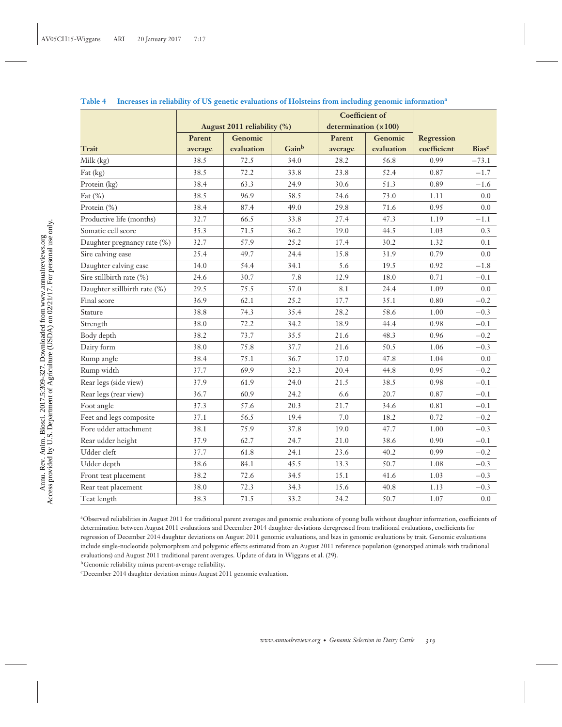**Table 4 Increases in reliability of US genetic evaluations of Holsteins from including genomic information[a]**

| | August 2011 reliability (%) | | | Coefficient of determination (×100) | | | |
|---|---|---|---|---|---|---|---|
| Trait | Parent average | Genomic evaluation | Gain[b] | Parent average | Genomic evaluation | Regression coefficient | Bias[c] |
| Milk (kg) | 38.5 | 72.5 | 34.0 | 28.2 | 56.8 | 0.99 | −73.1 |
| Fat (kg) | 38.5 | 72.2 | 33.8 | 23.8 | 52.4 | 0.87 | −1.7 |
| Protein (kg) | 38.4 | 63.3 | 24.9 | 30.6 | 51.3 | 0.89 | −1.6 |
| Fat (%) | 38.5 | 96.9 | 58.5 | 24.6 | 73.0 | 1.11 | 0.0 |
| Protein (%) | 38.4 | 87.4 | 49.0 | 29.8 | 71.6 | 0.95 | 0.0 |
| Productive life (months) | 32.7 | 66.5 | 33.8 | 27.4 | 47.3 | 1.19 | −1.1 |
| Somatic cell score | 35.3 | 71.5 | 36.2 | 19.0 | 44.5 | 1.03 | 0.3 |
| Daughter pregnancy rate (%) | 32.7 | 57.9 | 25.2 | 17.4 | 30.2 | 1.32 | 0.1 |
| Sire calving ease | 25.4 | 49.7 | 24.4 | 15.8 | 31.9 | 0.79 | 0.0 |
| Daughter calving ease | 14.0 | 54.4 | 34.1 | 5.6 | 19.5 | 0.92 | −1.8 |
| Sire stillbirth rate (%) | 24.6 | 30.7 | 7.8 | 12.9 | 18.0 | 0.71 | −0.1 |
| Daughter stillbirth rate (%) | 29.5 | 75.5 | 57.0 | 8.1 | 24.4 | 1.09 | 0.0 |
| Final score | 36.9 | 62.1 | 25.2 | 17.7 | 35.1 | 0.80 | −0.2 |
| Stature | 38.8 | 74.3 | 35.4 | 28.2 | 58.6 | 1.00 | −0.3 |
| Strength | 38.0 | 72.2 | 34.2 | 18.9 | 44.4 | 0.98 | −0.1 |
| Body depth | 38.2 | 73.7 | 35.5 | 21.6 | 48.3 | 0.96 | −0.2 |
| Dairy form | 38.0 | 75.8 | 37.7 | 21.6 | 50.5 | 1.06 | −0.3 |
| Rump angle | 38.4 | 75.1 | 36.7 | 17.0 | 47.8 | 1.04 | 0.0 |
| Rump width | 37.7 | 69.9 | 32.3 | 20.4 | 44.8 | 0.95 | −0.2 |
| Rear legs (side view) | 37.9 | 61.9 | 24.0 | 21.5 | 38.5 | 0.98 | −0.1 |
| Rear legs (rear view) | 36.7 | 60.9 | 24.2 | 6.6 | 20.7 | 0.87 | −0.1 |
| Foot angle | 37.3 | 57.6 | 20.3 | 21.7 | 34.6 | 0.81 | −0.1 |
| Feet and legs composite | 37.1 | 56.5 | 19.4 | 7.0 | 18.2 | 0.72 | −0.2 |
| Fore udder attachment | 38.1 | 75.9 | 37.8 | 19.0 | 47.7 | 1.00 | −0.3 |
| Rear udder height | 37.9 | 62.7 | 24.7 | 21.0 | 38.6 | 0.90 | −0.1 |
| Udder cleft | 37.7 | 61.8 | 24.1 | 23.6 | 40.2 | 0.99 | −0.2 |
| Udder depth | 38.6 | 84.1 | 45.5 | 13.3 | 50.7 | 1.08 | −0.3 |
| Front teat placement | 38.2 | 72.6 | 34.5 | 15.1 | 41.6 | 1.03 | −0.3 |
| Rear teat placement | 38.0 | 72.3 | 34.3 | 15.6 | 40.8 | 1.13 | −0.3 |
| Teat length | 38.3 | 71.5 | 33.2 | 24.2 | 50.7 | 1.07 | 0.0 |

[a]Observed reliabilities in August 2011 for traditional parent averages and genomic evaluations of young bulls without daughter information, coefficients of determination between August 2011 evaluations and December 2014 daughter deviations deregressed from traditional evaluations, coefficients for regression of December 2014 daughter deviations on August 2011 genomic evaluations, and bias in genomic evaluations by trait. Genomic evaluations include single-nucleotide polymorphism and polygenic effects estimated from an August 2011 reference population (genotyped animals with traditional evaluations) and August 2011 traditional parent averages. Update of data in Wiggans et al. (29).

[b]Genomic reliability minus parent-average reliability.

[c]December 2014 daughter deviation minus August 2011 genomic evaluation.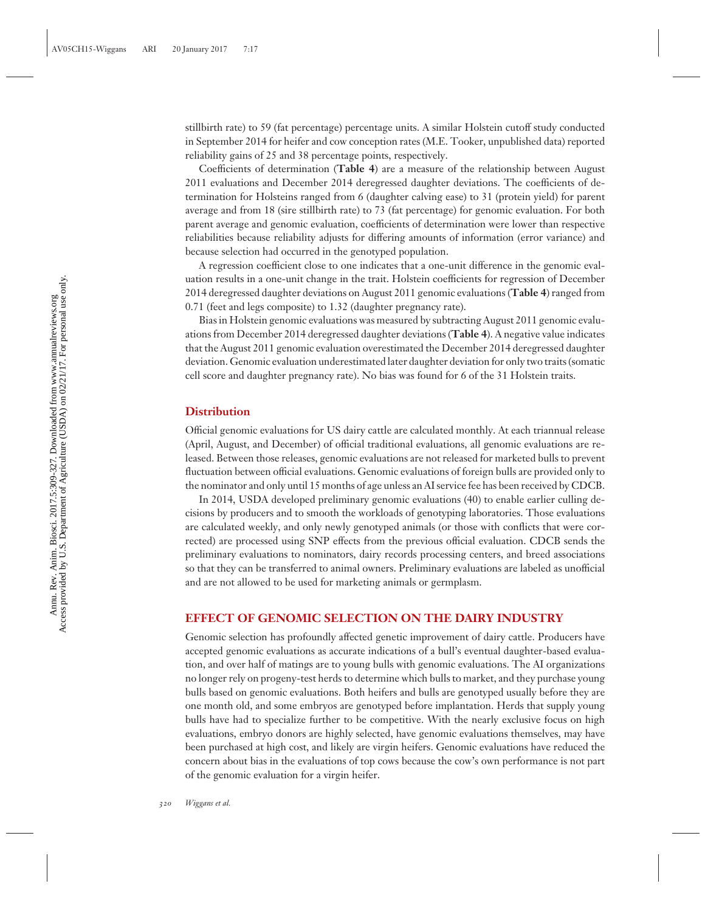stillbirth rate) to 59 (fat percentage) percentage units. A similar Holstein cutoff study conducted in September 2014 for heifer and cow conception rates (M.E. Tooker, unpublished data) reported reliability gains of 25 and 38 percentage points, respectively.

Coefficients of determination (**Table 4**) are a measure of the relationship between August 2011 evaluations and December 2014 deregressed daughter deviations. The coefficients of determination for Holsteins ranged from 6 (daughter calving ease) to 31 (protein yield) for parent average and from 18 (sire stillbirth rate) to 73 (fat percentage) for genomic evaluation. For both parent average and genomic evaluation, coefficients of determination were lower than respective reliabilities because reliability adjusts for differing amounts of information (error variance) and because selection had occurred in the genotyped population.

A regression coefficient close to one indicates that a one-unit difference in the genomic evaluation results in a one-unit change in the trait. Holstein coefficients for regression of December 2014 deregressed daughter deviations on August 2011 genomic evaluations (**Table 4**) ranged from 0.71 (feet and legs composite) to 1.32 (daughter pregnancy rate).

Bias in Holstein genomic evaluations was measured by subtracting August 2011 genomic evaluations from December 2014 deregressed daughter deviations (**Table 4**). A negative value indicates that the August 2011 genomic evaluation overestimated the December 2014 deregressed daughter deviation. Genomic evaluation underestimated later daughter deviation for only two traits (somatic cell score and daughter pregnancy rate). No bias was found for 6 of the 31 Holstein traits.

### Distribution

Official genomic evaluations for US dairy cattle are calculated monthly. At each triannual release (April, August, and December) of official traditional evaluations, all genomic evaluations are released. Between those releases, genomic evaluations are not released for marketed bulls to prevent fluctuation between official evaluations. Genomic evaluations of foreign bulls are provided only to the nominator and only until 15 months of age unless an AI service fee has been received by CDCB.

In 2014, USDA developed preliminary genomic evaluations (40) to enable earlier culling decisions by producers and to smooth the workloads of genotyping laboratories. Those evaluations are calculated weekly, and only newly genotyped animals (or those with conflicts that were corrected) are processed using SNP effects from the previous official evaluation. CDCB sends the preliminary evaluations to nominators, dairy records processing centers, and breed associations so that they can be transferred to animal owners. Preliminary evaluations are labeled as unofficial and are not allowed to be used for marketing animals or germplasm.

## EFFECT OF GENOMIC SELECTION ON THE DAIRY INDUSTRY

Genomic selection has profoundly affected genetic improvement of dairy cattle. Producers have accepted genomic evaluations as accurate indications of a bull's eventual daughter-based evaluation, and over half of matings are to young bulls with genomic evaluations. The AI organizations no longer rely on progeny-test herds to determine which bulls to market, and they purchase young bulls based on genomic evaluations. Both heifers and bulls are genotyped usually before they are one month old, and some embryos are genotyped before implantation. Herds that supply young bulls have had to specialize further to be competitive. With the nearly exclusive focus on high evaluations, embryo donors are highly selected, have genomic evaluations themselves, may have been purchased at high cost, and likely are virgin heifers. Genomic evaluations have reduced the concern about bias in the evaluations of top cows because the cow's own performance is not part of the genomic evaluation for a virgin heifer.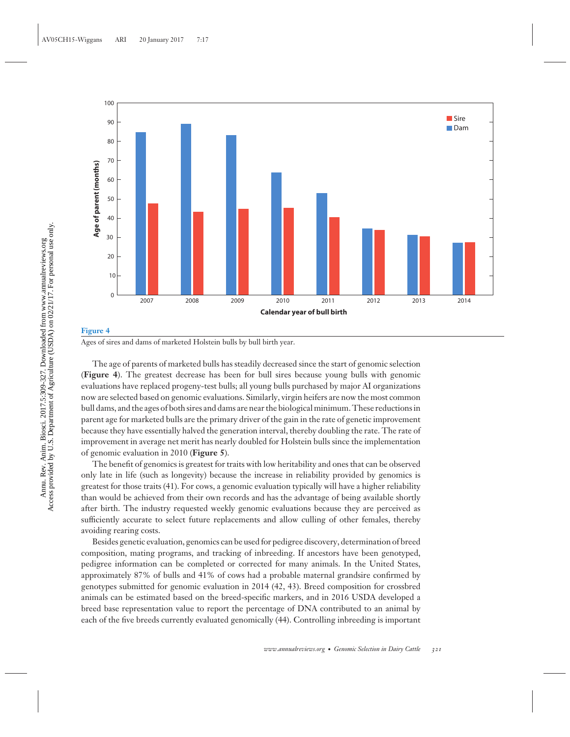**Figure 4**

Ages of sires and dams of marketed Holstein bulls by bull birth year.

The age of parents of marketed bulls has steadily decreased since the start of genomic selection (**Figure 4**). The greatest decrease has been for bull sires because young bulls with genomic evaluations have replaced progeny-test bulls; all young bulls purchased by major AI organizations now are selected based on genomic evaluations. Similarly, virgin heifers are now the most common bull dams, and the ages of both sires and dams are near the biological minimum. These reductions in parent age for marketed bulls are the primary driver of the gain in the rate of genetic improvement because they have essentially halved the generation interval, thereby doubling the rate. The rate of improvement in average net merit has nearly doubled for Holstein bulls since the implementation of genomic evaluation in 2010 (**Figure 5**).

The benefit of genomics is greatest for traits with low heritability and ones that can be observed only late in life (such as longevity) because the increase in reliability provided by genomics is greatest for those traits (41). For cows, a genomic evaluation typically will have a higher reliability than would be achieved from their own records and has the advantage of being available shortly after birth. The industry requested weekly genomic evaluations because they are perceived as sufficiently accurate to select future replacements and allow culling of other females, thereby avoiding rearing costs.

Besides genetic evaluation, genomics can be used for pedigree discovery, determination of breed composition, mating programs, and tracking of inbreeding. If ancestors have been genotyped, pedigree information can be completed or corrected for many animals. In the United States, approximately 87% of bulls and 41% of cows had a probable maternal grandsire confirmed by genotypes submitted for genomic evaluation in 2014 (42, 43). Breed composition for crossbred animals can be estimated based on the breed-specific markers, and in 2016 USDA developed a breed base representation value to report the percentage of DNA contributed to an animal by each of the five breeds currently evaluated genomically (44). Controlling inbreeding is important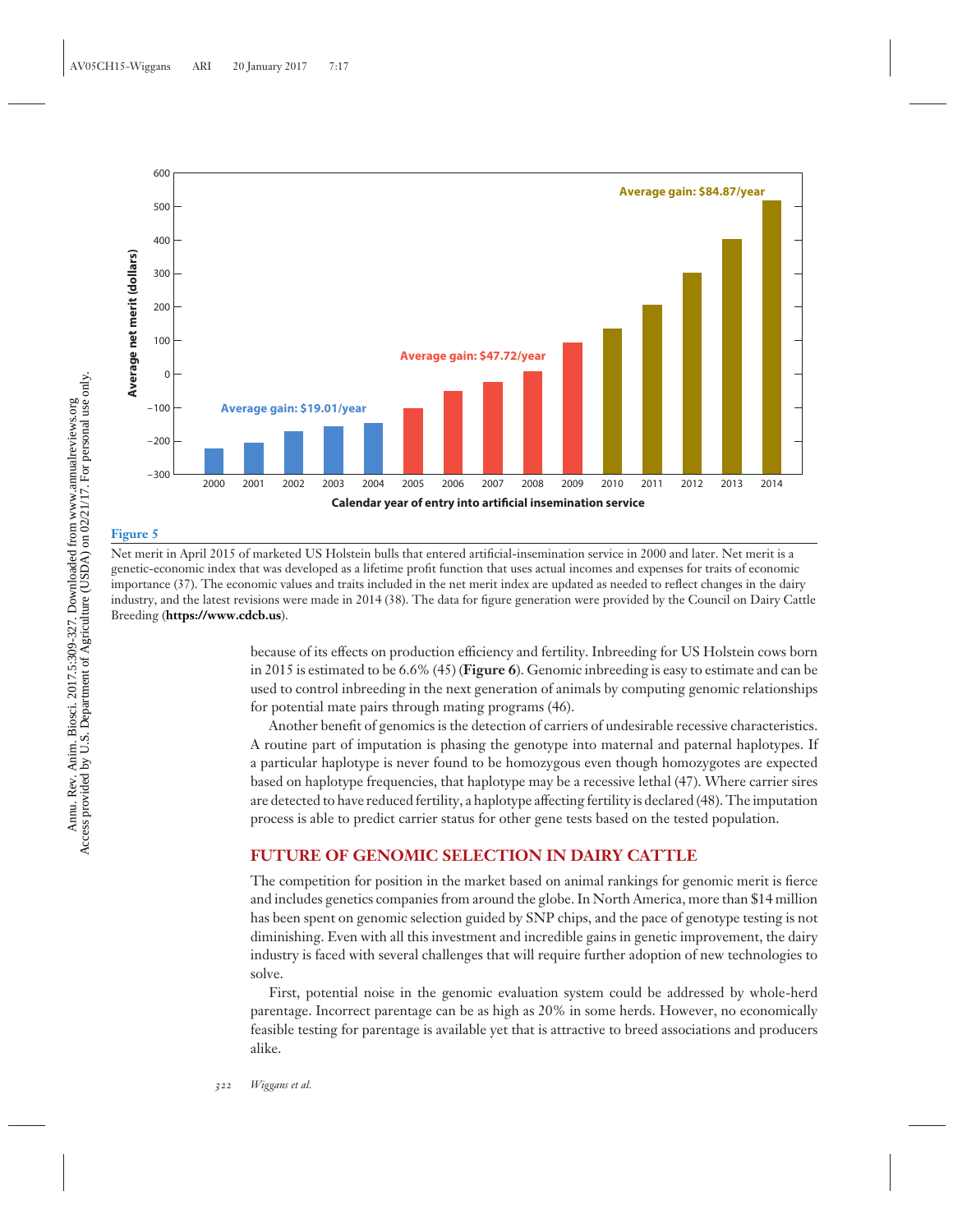**Figure 5**

Net merit in April 2015 of marketed US Holstein bulls that entered artificial-insemination service in 2000 and later. Net merit is a genetic-economic index that was developed as a lifetime profit function that uses actual incomes and expenses for traits of economic importance (37). The economic values and traits included in the net merit index are updated as needed to reflect changes in the dairy industry, and the latest revisions were made in 2014 (38). The data for figure generation were provided by the Council on Dairy Cattle Breeding (**https://www.cdcb.us**).

because of its effects on production efficiency and fertility. Inbreeding for US Holstein cows born in 2015 is estimated to be 6.6% (45) (**Figure 6**). Genomic inbreeding is easy to estimate and can be used to control inbreeding in the next generation of animals by computing genomic relationships for potential mate pairs through mating programs (46).

Another benefit of genomics is the detection of carriers of undesirable recessive characteristics. A routine part of imputation is phasing the genotype into maternal and paternal haplotypes. If a particular haplotype is never found to be homozygous even though homozygotes are expected based on haplotype frequencies, that haplotype may be a recessive lethal (47). Where carrier sires are detected to have reduced fertility, a haplotype affecting fertility is declared (48). The imputation process is able to predict carrier status for other gene tests based on the tested population.

## FUTURE OF GENOMIC SELECTION IN DAIRY CATTLE

The competition for position in the market based on animal rankings for genomic merit is fierce and includes genetics companies from around the globe. In North America, more than $14 million has been spent on genomic selection guided by SNP chips, and the pace of genotype testing is not diminishing. Even with all this investment and incredible gains in genetic improvement, the dairy industry is faced with several challenges that will require further adoption of new technologies to solve.

First, potential noise in the genomic evaluation system could be addressed by whole-herd parentage. Incorrect parentage can be as high as 20% in some herds. However, no economically feasible testing for parentage is available yet that is attractive to breed associations and producers alike.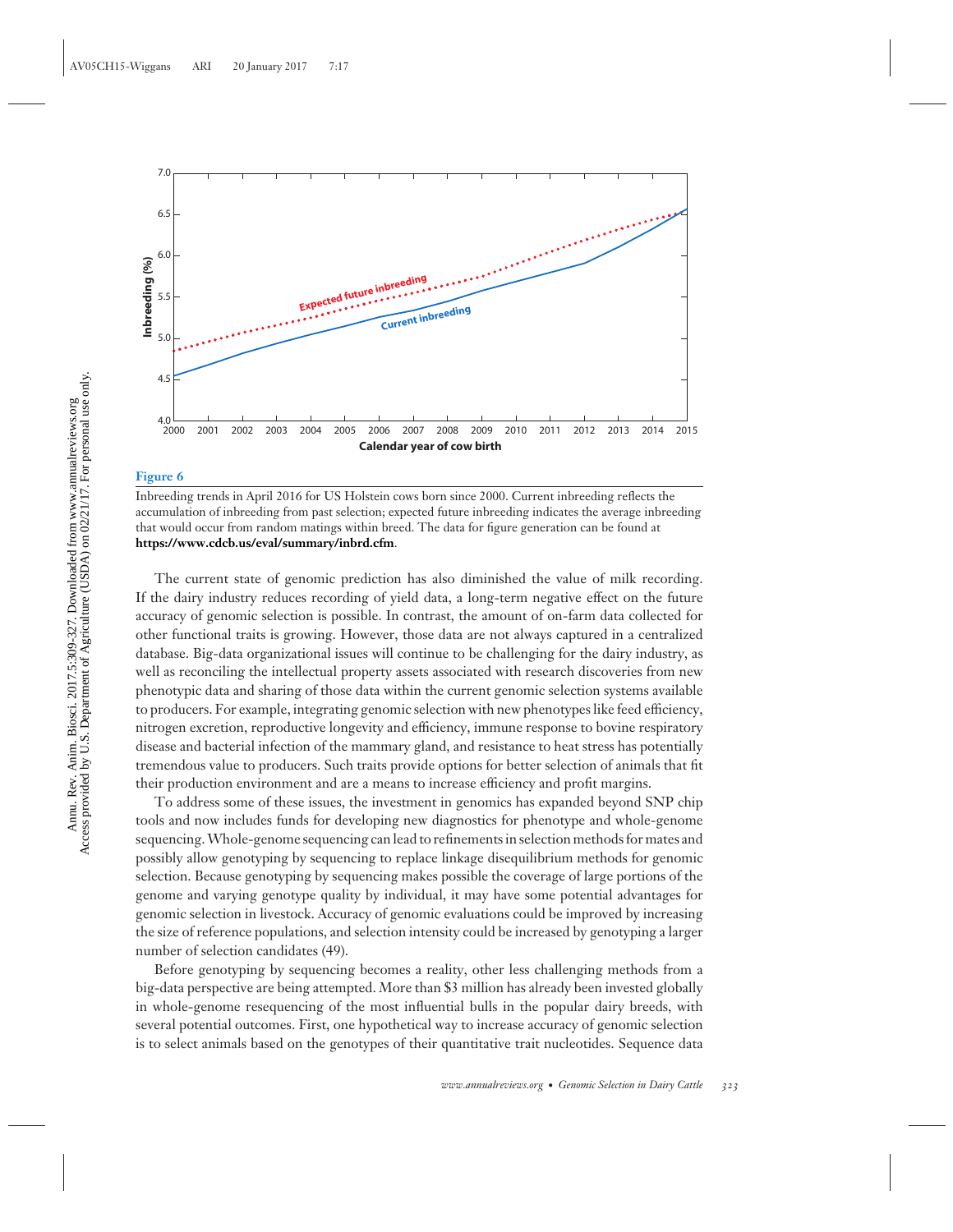**Figure 6**

Inbreeding trends in April 2016 for US Holstein cows born since 2000. Current inbreeding reflects the accumulation of inbreeding from past selection; expected future inbreeding indicates the average inbreeding that would occur from random matings within breed. The data for figure generation can be found at **https://www.cdcb.us/eval/summary/inbrd.cfm**.

The current state of genomic prediction has also diminished the value of milk recording. If the dairy industry reduces recording of yield data, a long-term negative effect on the future accuracy of genomic selection is possible. In contrast, the amount of on-farm data collected for other functional traits is growing. However, those data are not always captured in a centralized database. Big-data organizational issues will continue to be challenging for the dairy industry, as well as reconciling the intellectual property assets associated with research discoveries from new phenotypic data and sharing of those data within the current genomic selection systems available to producers. For example, integrating genomic selection with new phenotypes like feed efficiency, nitrogen excretion, reproductive longevity and efficiency, immune response to bovine respiratory disease and bacterial infection of the mammary gland, and resistance to heat stress has potentially tremendous value to producers. Such traits provide options for better selection of animals that fit their production environment and are a means to increase efficiency and profit margins.

To address some of these issues, the investment in genomics has expanded beyond SNP chip tools and now includes funds for developing new diagnostics for phenotype and whole-genome sequencing. Whole-genome sequencing can lead to refinements in selection methods for mates and possibly allow genotyping by sequencing to replace linkage disequilibrium methods for genomic selection. Because genotyping by sequencing makes possible the coverage of large portions of the genome and varying genotype quality by individual, it may have some potential advantages for genomic selection in livestock. Accuracy of genomic evaluations could be improved by increasing the size of reference populations, and selection intensity could be increased by genotyping a larger number of selection candidates (49).

Before genotyping by sequencing becomes a reality, other less challenging methods from a big-data perspective are being attempted. More than $3 million has already been invested globally in whole-genome resequencing of the most influential bulls in the popular dairy breeds, with several potential outcomes. First, one hypothetical way to increase accuracy of genomic selection is to select animals based on the genotypes of their quantitative trait nucleotides. Sequence data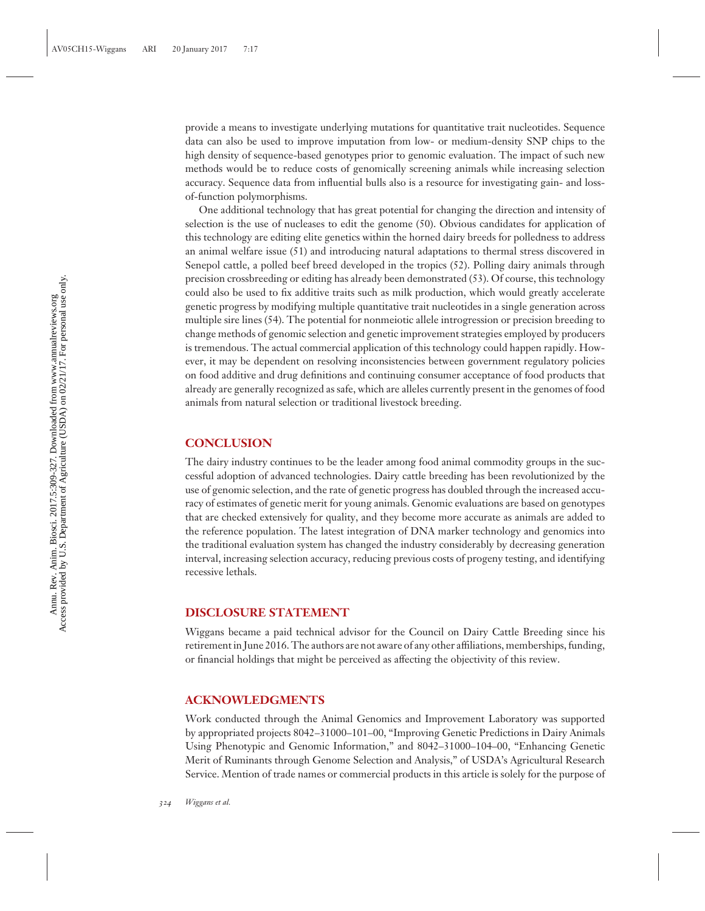provide a means to investigate underlying mutations for quantitative trait nucleotides. Sequence data can also be used to improve imputation from low- or medium-density SNP chips to the high density of sequence-based genotypes prior to genomic evaluation. The impact of such new methods would be to reduce costs of genomically screening animals while increasing selection accuracy. Sequence data from influential bulls also is a resource for investigating gain- and loss-of-function polymorphisms.

One additional technology that has great potential for changing the direction and intensity of selection is the use of nucleases to edit the genome (50). Obvious candidates for application of this technology are editing elite genetics within the horned dairy breeds for polledness to address an animal welfare issue (51) and introducing natural adaptations to thermal stress discovered in Senepol cattle, a polled beef breed developed in the tropics (52). Polling dairy animals through precision crossbreeding or editing has already been demonstrated (53). Of course, this technology could also be used to fix additive traits such as milk production, which would greatly accelerate genetic progress by modifying multiple quantitative trait nucleotides in a single generation across multiple sire lines (54). The potential for nonmeiotic allele introgression or precision breeding to change methods of genomic selection and genetic improvement strategies employed by producers is tremendous. The actual commercial application of this technology could happen rapidly. However, it may be dependent on resolving inconsistencies between government regulatory policies on food additive and drug definitions and continuing consumer acceptance of food products that already are generally recognized as safe, which are alleles currently present in the genomes of food animals from natural selection or traditional livestock breeding.

## CONCLUSION

The dairy industry continues to be the leader among food animal commodity groups in the successful adoption of advanced technologies. Dairy cattle breeding has been revolutionized by the use of genomic selection, and the rate of genetic progress has doubled through the increased accuracy of estimates of genetic merit for young animals. Genomic evaluations are based on genotypes that are checked extensively for quality, and they become more accurate as animals are added to the reference population. The latest integration of DNA marker technology and genomics into the traditional evaluation system has changed the industry considerably by decreasing generation interval, increasing selection accuracy, reducing previous costs of progeny testing, and identifying recessive lethals.

## DISCLOSURE STATEMENT

Wiggans became a paid technical advisor for the Council on Dairy Cattle Breeding since his retirement in June 2016. The authors are not aware of any other affiliations, memberships, funding, or financial holdings that might be perceived as affecting the objectivity of this review.

## ACKNOWLEDGMENTS

Work conducted through the Animal Genomics and Improvement Laboratory was supported by appropriated projects 8042–31000–101–00, "Improving Genetic Predictions in Dairy Animals Using Phenotypic and Genomic Information," and 8042–31000–104–00, "Enhancing Genetic Merit of Ruminants through Genome Selection and Analysis," of USDA's Agricultural Research Service. Mention of trade names or commercial products in this article is solely for the purpose of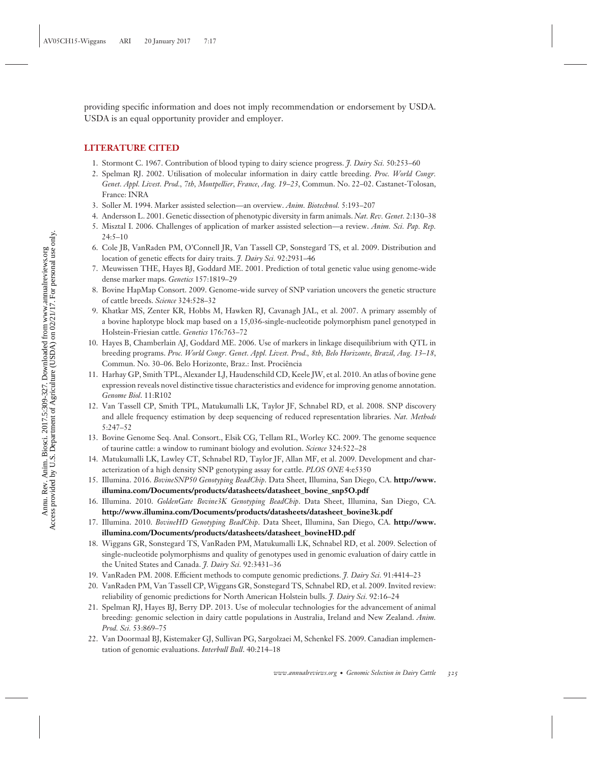providing specific information and does not imply recommendation or endorsement by USDA. USDA is an equal opportunity provider and employer.

## LITERATURE CITED

1. Stormont C. 1967. Contribution of blood typing to dairy science progress. *J. Dairy Sci.* 50:253–60
2. Spelman RJ. 2002. Utilisation of molecular information in dairy cattle breeding. *Proc. World Congr. Genet. Appl. Livest. Prod., 7th, Montpellier, France, Aug. 19–23*, Commun. No. 22–02. Castanet-Tolosan, France: INRA
3. Soller M. 1994. Marker assisted selection—an overview. *Anim. Biotechnol.* 5:193–207
4. Andersson L. 2001. Genetic dissection of phenotypic diversity in farm animals. *Nat. Rev. Genet.* 2:130–38
5. Misztal I. 2006. Challenges of application of marker assisted selection—a review. *Anim. Sci. Pap. Rep.* 24:5–10
6. Cole JB, VanRaden PM, O'Connell JR, Van Tassell CP, Sonstegard TS, et al. 2009. Distribution and location of genetic effects for dairy traits. *J. Dairy Sci.* 92:2931–46
7. Meuwissen THE, Hayes BJ, Goddard ME. 2001. Prediction of total genetic value using genome-wide dense marker maps. *Genetics* 157:1819–29
8. Bovine HapMap Consort. 2009. Genome-wide survey of SNP variation uncovers the genetic structure of cattle breeds. *Science* 324:528–32
9. Khatkar MS, Zenter KR, Hobbs M, Hawken RJ, Cavanagh JAL, et al. 2007. A primary assembly of a bovine haplotype block map based on a 15,036-single-nucleotide polymorphism panel genotyped in Holstein-Friesian cattle. *Genetics* 176:763–72
10. Hayes B, Chamberlain AJ, Goddard ME. 2006. Use of markers in linkage disequilibrium with QTL in breeding programs. *Proc. World Congr. Genet. Appl. Livest. Prod., 8th, Belo Horizonte, Brazil, Aug. 13–18*, Commun. No. 30–06. Belo Horizonte, Braz.: Inst. Prociência
11. Harhay GP, Smith TPL, Alexander LJ, Haudenschild CD, Keele JW, et al. 2010. An atlas of bovine gene expression reveals novel distinctive tissue characteristics and evidence for improving genome annotation. *Genome Biol*. 11:R102
12. Van Tassell CP, Smith TPL, Matukumalli LK, Taylor JF, Schnabel RD, et al. 2008. SNP discovery and allele frequency estimation by deep sequencing of reduced representation libraries. *Nat. Methods* 5:247–52
13. Bovine Genome Seq. Anal. Consort., Elsik CG, Tellam RL, Worley KC. 2009. The genome sequence of taurine cattle: a window to ruminant biology and evolution. *Science* 324:522–28
14. Matukumalli LK, Lawley CT, Schnabel RD, Taylor JF, Allan MF, et al. 2009. Development and characterization of a high density SNP genotyping assay for cattle. *PLOS ONE* 4:e5350
15. Illumina. 2016. *BovineSNP50 Genotyping BeadChip*. Data Sheet, Illumina, San Diego, CA. **http://www.illumina.com/Documents/products/datasheets/datasheet_bovine_snp5O.pdf**
16. Illumina. 2010. *GoldenGate Bovine3K Genotyping BeadChip*. Data Sheet, Illumina, San Diego, CA. **http://www.illumina.com/Documents/products/datasheets/datasheet_bovine3k.pdf**
17. Illumina. 2010. *BovineHD Genotyping BeadChip*. Data Sheet, Illumina, San Diego, CA. **http://www.illumina.com/Documents/products/datasheets/datasheet_bovineHD.pdf**
18. Wiggans GR, Sonstegard TS, VanRaden PM, Matukumalli LK, Schnabel RD, et al. 2009. Selection of single-nucleotide polymorphisms and quality of genotypes used in genomic evaluation of dairy cattle in the United States and Canada. *J. Dairy Sci.* 92:3431–36
19. VanRaden PM. 2008. Efficient methods to compute genomic predictions. *J. Dairy Sci.* 91:4414–23
20. VanRaden PM, Van Tassell CP, Wiggans GR, Sonstegard TS, Schnabel RD, et al. 2009. Invited review: reliability of genomic predictions for North American Holstein bulls. *J. Dairy Sci.* 92:16–24
21. Spelman RJ, Hayes BJ, Berry DP. 2013. Use of molecular technologies for the advancement of animal breeding: genomic selection in dairy cattle populations in Australia, Ireland and New Zealand. *Anim. Prod. Sci.* 53:869–75
22. Van Doormaal BJ, Kistemaker GJ, Sullivan PG, Sargolzaei M, Schenkel FS. 2009. Canadian implementation of genomic evaluations. *Interbull Bull*. 40:214–18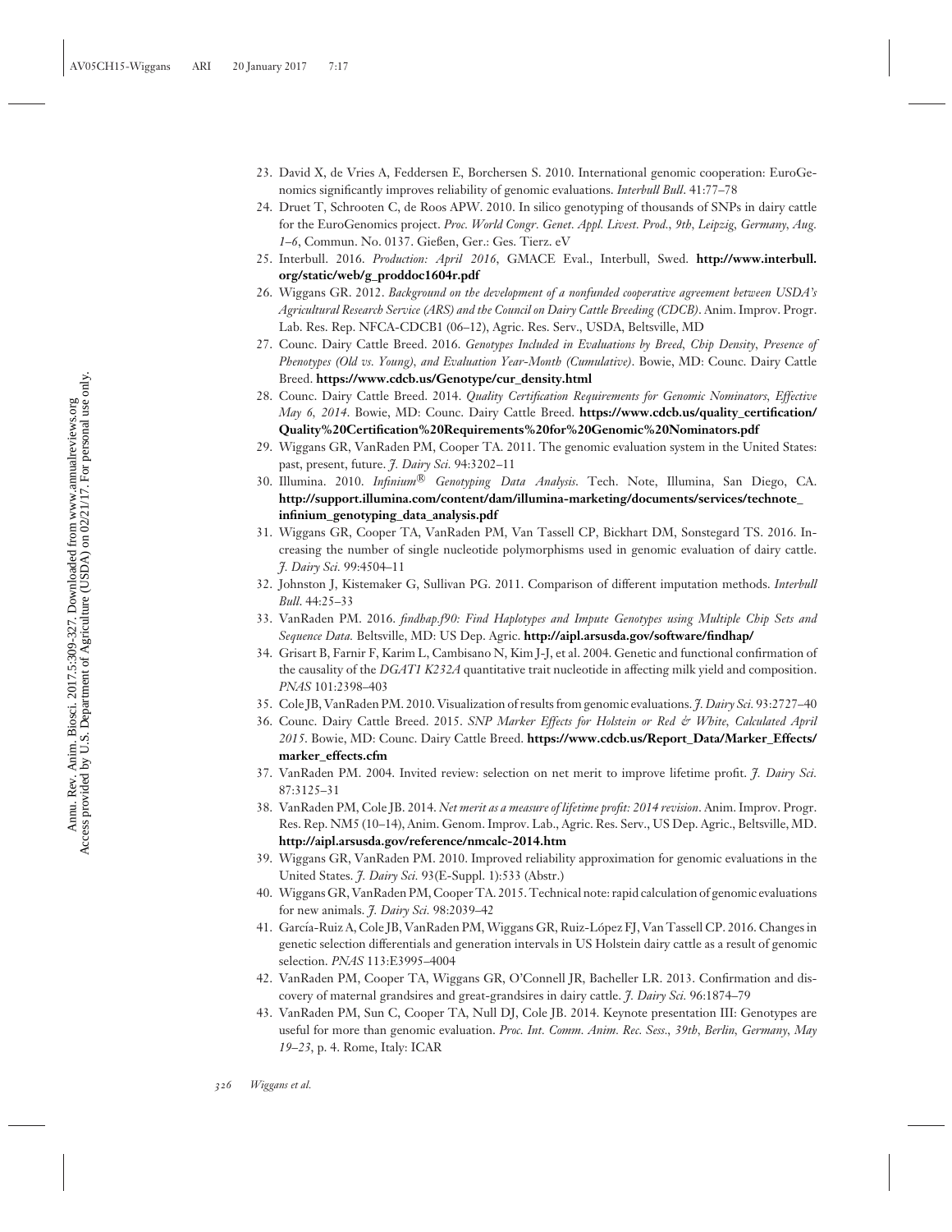23. David X, de Vries A, Feddersen E, Borchersen S. 2010. International genomic cooperation: EuroGenomics significantly improves reliability of genomic evaluations. *Interbull Bull*. 41:77–78
24. Druet T, Schrooten C, de Roos APW. 2010. In silico genotyping of thousands of SNPs in dairy cattle for the EuroGenomics project. *Proc. World Congr. Genet. Appl. Livest. Prod., 9th, Leipzig, Germany, Aug. 1–6*, Commun. No. 0137. Gießen, Ger.: Ges. Tierz. eV
25. Interbull. 2016. *Production: April 2016*, GMACE Eval., Interbull, Swed. **http://www.interbull.org/static/web/g_proddoc1604r.pdf**
26. Wiggans GR. 2012. *Background on the development of a nonfunded cooperative agreement between USDA's Agricultural Research Service (ARS) and the Council on Dairy Cattle Breeding (CDCB)*. Anim. Improv. Progr. Lab. Res. Rep. NFCA-CDCB1 (06–12), Agric. Res. Serv., USDA, Beltsville, MD
27. Counc. Dairy Cattle Breed. 2016. *Genotypes Included in Evaluations by Breed, Chip Density, Presence of Phenotypes (Old vs. Young), and Evaluation Year-Month (Cumulative)*. Bowie, MD: Counc. Dairy Cattle Breed. **https://www.cdcb.us/Genotype/cur_density.html**
28. Counc. Dairy Cattle Breed. 2014. *Quality Certification Requirements for Genomic Nominators, Effective May 6, 2014*. Bowie, MD: Counc. Dairy Cattle Breed. **https://www.cdcb.us/quality_certification/Quality%20Certification%20Requirements%20for%20Genomic%20Nominators.pdf**
29. Wiggans GR, VanRaden PM, Cooper TA. 2011. The genomic evaluation system in the United States: past, present, future. *J. Dairy Sci*. 94:3202–11
30. Illumina. 2010. *Infinium® Genotyping Data Analysis*. Tech. Note, Illumina, San Diego, CA. **http://support.illumina.com/content/dam/illumina-marketing/documents/services/technote_infinium_genotyping_data_analysis.pdf**
31. Wiggans GR, Cooper TA, VanRaden PM, Van Tassell CP, Bickhart DM, Sonstegard TS. 2016. Increasing the number of single nucleotide polymorphisms used in genomic evaluation of dairy cattle. *J. Dairy Sci*. 99:4504–11
32. Johnston J, Kistemaker G, Sullivan PG. 2011. Comparison of different imputation methods. *Interbull Bull*. 44:25–33
33. VanRaden PM. 2016. *findhap.f90: Find Haplotypes and Impute Genotypes using Multiple Chip Sets and Sequence Data.* Beltsville, MD: US Dep. Agric. **http://aipl.arsusda.gov/software/findhap/**
34. Grisart B, Farnir F, Karim L, Cambisano N, Kim J-J, et al. 2004. Genetic and functional confirmation of the causality of the *DGAT1 K232A* quantitative trait nucleotide in affecting milk yield and composition. *PNAS* 101:2398–403
35. Cole JB, VanRaden PM. 2010. Visualization of results from genomic evaluations. *J. Dairy Sci*. 93:2727–40
36. Counc. Dairy Cattle Breed. 2015. *SNP Marker Effects for Holstein or Red & White, Calculated April 2015*. Bowie, MD: Counc. Dairy Cattle Breed. **https://www.cdcb.us/Report_Data/Marker_Effects/marker_effects.cfm**
37. VanRaden PM. 2004. Invited review: selection on net merit to improve lifetime profit. *J. Dairy Sci*. 87:3125–31
38. VanRaden PM, Cole JB. 2014. *Net merit as a measure of lifetime profit: 2014 revision*. Anim. Improv. Progr. Res. Rep. NM5 (10–14), Anim. Genom. Improv. Lab., Agric. Res. Serv., US Dep. Agric., Beltsville, MD. **http://aipl.arsusda.gov/reference/nmcalc-2014.htm**
39. Wiggans GR, VanRaden PM. 2010. Improved reliability approximation for genomic evaluations in the United States. *J. Dairy Sci*. 93(E-Suppl. 1):533 (Abstr.)
40. Wiggans GR, VanRaden PM, Cooper TA. 2015. Technical note: rapid calculation of genomic evaluations for new animals. *J. Dairy Sci*. 98:2039–42
41. García-Ruiz A, Cole JB, VanRaden PM, Wiggans GR, Ruiz-López FJ, Van Tassell CP. 2016. Changes in genetic selection differentials and generation intervals in US Holstein dairy cattle as a result of genomic selection. *PNAS* 113:E3995–4004
42. VanRaden PM, Cooper TA, Wiggans GR, O'Connell JR, Bacheller LR. 2013. Confirmation and discovery of maternal grandsires and great-grandsires in dairy cattle. *J. Dairy Sci*. 96:1874–79
43. VanRaden PM, Sun C, Cooper TA, Null DJ, Cole JB. 2014. Keynote presentation III: Genotypes are useful for more than genomic evaluation. *Proc. Int. Comm. Anim. Rec. Sess., 39th, Berlin, Germany, May 19–23*, p. 4. Rome, Italy: ICAR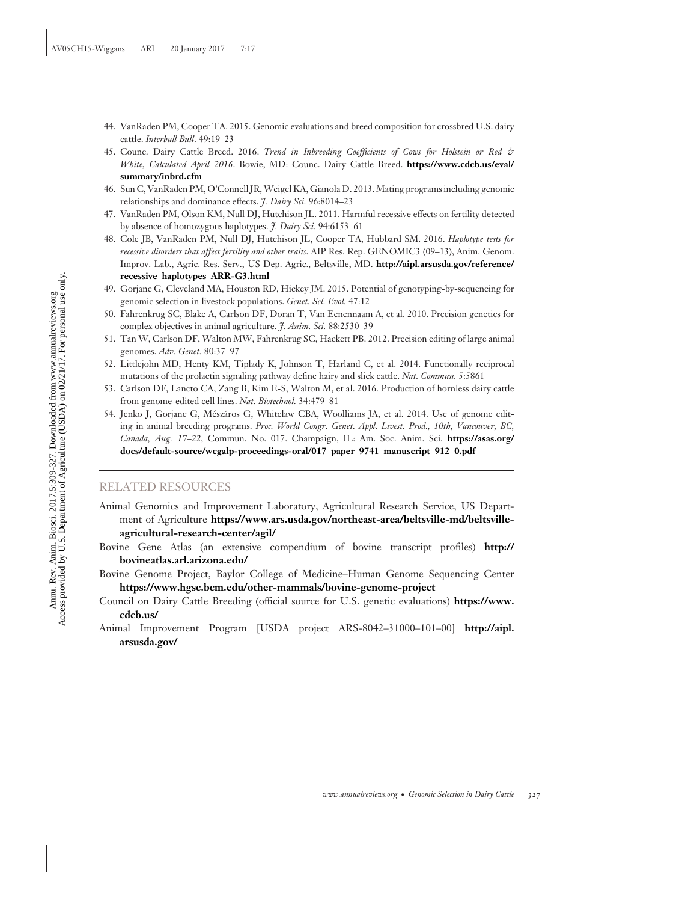44. VanRaden PM, Cooper TA. 2015. Genomic evaluations and breed composition for crossbred U.S. dairy cattle. *Interbull Bull*. 49:19–23
45. Counc. Dairy Cattle Breed. 2016. *Trend in Inbreeding Coefficients of Cows for Holstein or Red & White, Calculated April 2016*. Bowie, MD: Counc. Dairy Cattle Breed. **https://www.cdcb.us/eval/summary/inbrd.cfm**
46. Sun C, VanRaden PM, O'Connell JR, Weigel KA, Gianola D. 2013. Mating programs including genomic relationships and dominance effects. *J. Dairy Sci.* 96:8014–23
47. VanRaden PM, Olson KM, Null DJ, Hutchison JL. 2011. Harmful recessive effects on fertility detected by absence of homozygous haplotypes. *J. Dairy Sci.* 94:6153–61
48. Cole JB, VanRaden PM, Null DJ, Hutchison JL, Cooper TA, Hubbard SM. 2016. *Haplotype tests for recessive disorders that affect fertility and other traits*. AIP Res. Rep. GENOMIC3 (09–13), Anim. Genom. Improv. Lab., Agric. Res. Serv., US Dep. Agric., Beltsville, MD. **http://aipl.arsusda.gov/reference/recessive_haplotypes_ARR-G3.html**
49. Gorjanc G, Cleveland MA, Houston RD, Hickey JM. 2015. Potential of genotyping-by-sequencing for genomic selection in livestock populations. *Genet. Sel. Evol.* 47:12
50. Fahrenkrug SC, Blake A, Carlson DF, Doran T, Van Eenennaam A, et al. 2010. Precision genetics for complex objectives in animal agriculture. *J. Anim. Sci.* 88:2530–39
51. Tan W, Carlson DF, Walton MW, Fahrenkrug SC, Hackett PB. 2012. Precision editing of large animal genomes. *Adv. Genet.* 80:37–97
52. Littlejohn MD, Henty KM, Tiplady K, Johnson T, Harland C, et al. 2014. Functionally reciprocal mutations of the prolactin signaling pathway define hairy and slick cattle. *Nat. Commun.* 5:5861
53. Carlson DF, Lancto CA, Zang B, Kim E-S, Walton M, et al. 2016. Production of hornless dairy cattle from genome-edited cell lines. *Nat. Biotechnol.* 34:479–81
54. Jenko J, Gorjanc G, Mészáros G, Whitelaw CBA, Woolliams JA, et al. 2014. Use of genome editing in animal breeding programs. *Proc. World Congr. Genet. Appl. Livest. Prod., 10th, Vancouver, BC, Canada, Aug. 17–22*, Commun. No. 017. Champaign, IL: Am. Soc. Anim. Sci. **https://asas.org/docs/default-source/wcgalp-proceedings-oral/017_paper_9741_manuscript_912_0.pdf**

## RELATED RESOURCES

Animal Genomics and Improvement Laboratory, Agricultural Research Service, US Department of Agriculture **https://www.ars.usda.gov/northeast-area/beltsville-md/beltsville-agricultural-research-center/agil/**

Bovine Gene Atlas (an extensive compendium of bovine transcript profiles) **http://bovineatlas.arl.arizona.edu/**

Bovine Genome Project, Baylor College of Medicine–Human Genome Sequencing Center **https://www.hgsc.bcm.edu/other-mammals/bovine-genome-project**

Council on Dairy Cattle Breeding (official source for U.S. genetic evaluations) **https://www.cdcb.us/**

Animal Improvement Program [USDA project ARS-8042–31000–101–00] **http://aipl.arsusda.gov/**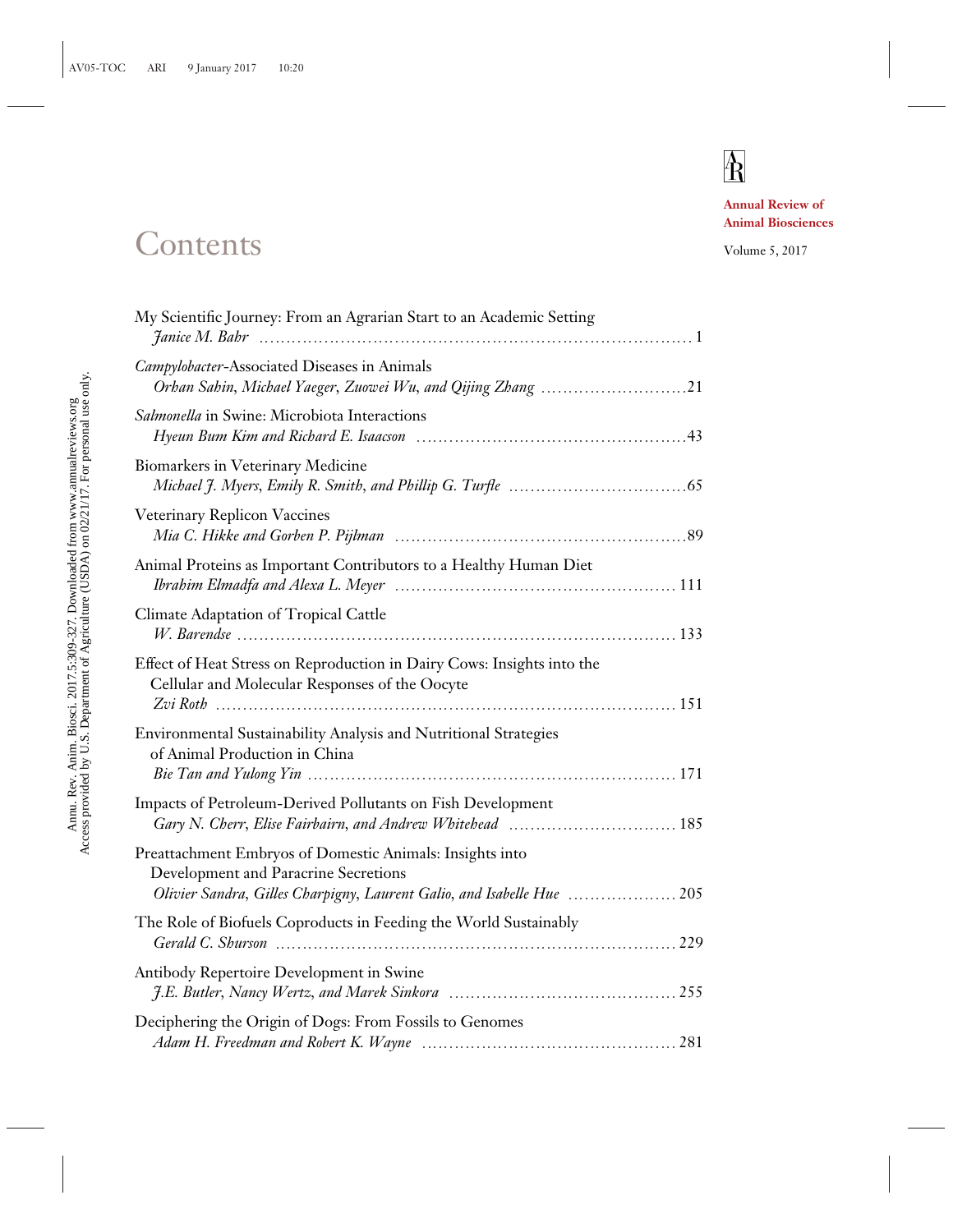Annual Review of Animal Biosciences

Volume 5, 2017

# Contents

My Scientific Journey: From an Agrarian Start to an Academic Setting
*Janice M. Bahr* .......... 1

*Campylobacter*-Associated Diseases in Animals
*Orhan Sahin, Michael Yaeger, Zuowei Wu, and Qijing Zhang* .......... 21

*Salmonella* in Swine: Microbiota Interactions
*Hyeun Bum Kim and Richard E. Isaacson* .......... 43

Biomarkers in Veterinary Medicine
*Michael J. Myers, Emily R. Smith, and Phillip G. Turfle* .......... 65

Veterinary Replicon Vaccines
*Mia C. Hikke and Gorben P. Pijlman* .......... 89

Animal Proteins as Important Contributors to a Healthy Human Diet
*Ibrahim Elmadfa and Alexa L. Meyer* .......... 111

Climate Adaptation of Tropical Cattle
*W. Barendse* .......... 133

Effect of Heat Stress on Reproduction in Dairy Cows: Insights into the Cellular and Molecular Responses of the Oocyte
*Zvi Roth* .......... 151

Environmental Sustainability Analysis and Nutritional Strategies of Animal Production in China
*Bie Tan and Yulong Yin* .......... 171

Impacts of Petroleum-Derived Pollutants on Fish Development
*Gary N. Cherr, Elise Fairbairn, and Andrew Whitehead* .......... 185

Preattachment Embryos of Domestic Animals: Insights into Development and Paracrine Secretions
*Olivier Sandra, Gilles Charpigny, Laurent Galio, and Isabelle Hue* .......... 205

The Role of Biofuels Coproducts in Feeding the World Sustainably
*Gerald C. Shurson* .......... 229

Antibody Repertoire Development in Swine
*J.E. Butler, Nancy Wertz, and Marek Sinkora* .......... 255

Deciphering the Origin of Dogs: From Fossils to Genomes
*Adam H. Freedman and Robert K. Wayne* .......... 281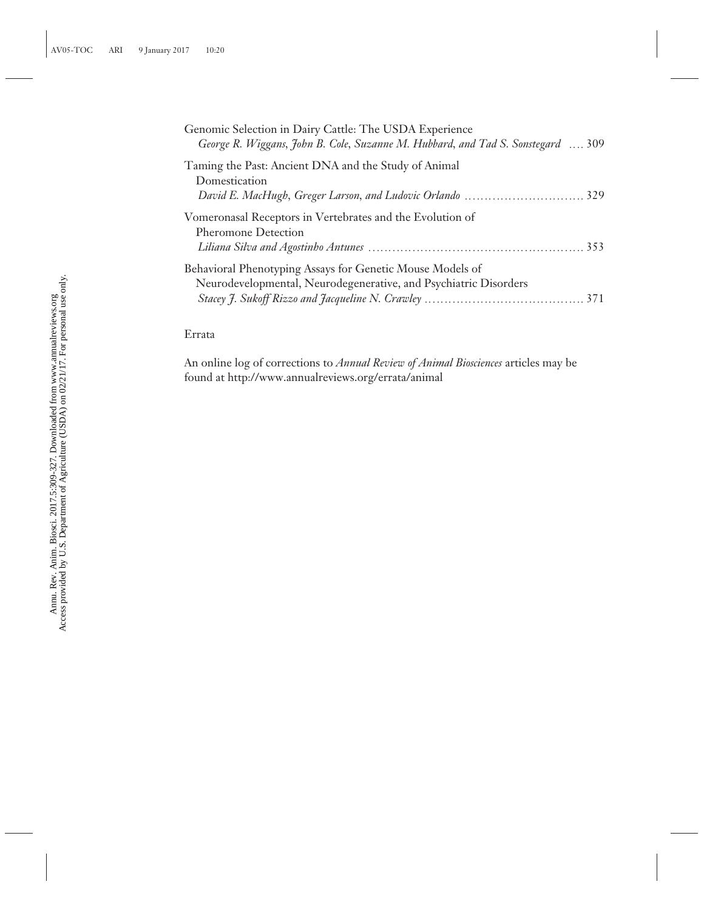Genomic Selection in Dairy Cattle: The USDA Experience
*George R. Wiggans, John B. Cole, Suzanne M. Hubbard, and Tad S. Sonstegard* .... 309

Taming the Past: Ancient DNA and the Study of Animal Domestication
*David E. MacHugh, Greger Larson, and Ludovic Orlando* .......................... 329

Vomeronasal Receptors in Vertebrates and the Evolution of Pheromone Detection
*Liliana Silva and Agostinho Antunes* ............................................ 353

Behavioral Phenotyping Assays for Genetic Mouse Models of Neurodevelopmental, Neurodegenerative, and Psychiatric Disorders
*Stacey J. Sukoff Rizzo and Jacqueline N. Crawley* ................................ 371

## Errata

An online log of corrections to *Annual Review of Animal Biosciences* articles may be found at http://www.annualreviews.org/errata/animal